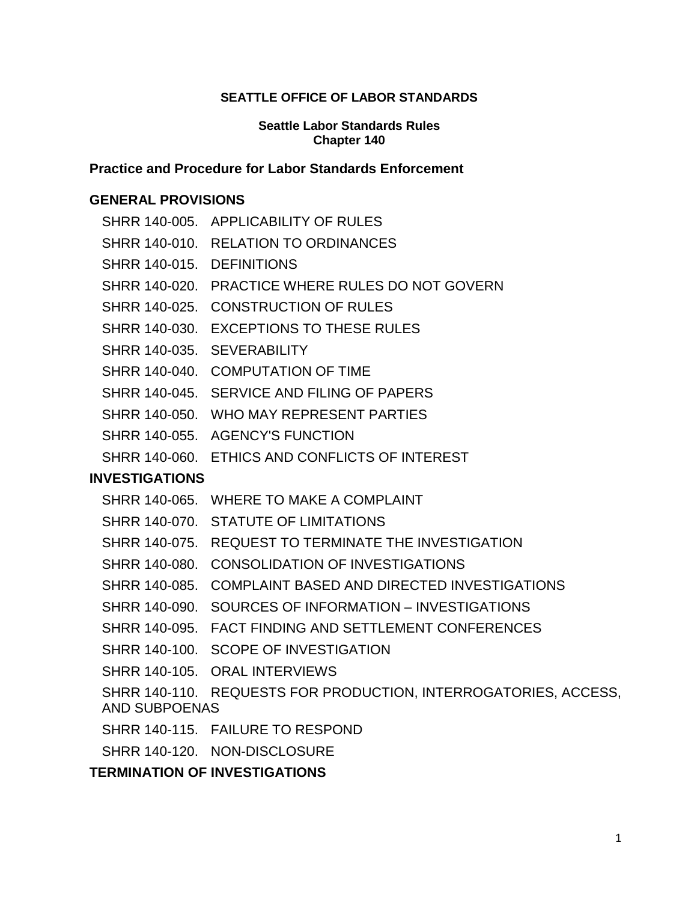**SEATTLE OFFICE OF LABOR STANDARDS**

**Seattle Labor Standards Rules**
**Chapter 140**

## Practice and Procedure for Labor Standards Enforcement

### GENERAL PROVISIONS

SHRR 140-005. APPLICABILITY OF RULES

SHRR 140-010. RELATION TO ORDINANCES

SHRR 140-015. DEFINITIONS

SHRR 140-020. PRACTICE WHERE RULES DO NOT GOVERN

SHRR 140-025. CONSTRUCTION OF RULES

SHRR 140-030. EXCEPTIONS TO THESE RULES

SHRR 140-035. SEVERABILITY

SHRR 140-040. COMPUTATION OF TIME

SHRR 140-045. SERVICE AND FILING OF PAPERS

SHRR 140-050. WHO MAY REPRESENT PARTIES

SHRR 140-055. AGENCY'S FUNCTION

SHRR 140-060. ETHICS AND CONFLICTS OF INTEREST

### INVESTIGATIONS

SHRR 140-065. WHERE TO MAKE A COMPLAINT

SHRR 140-070. STATUTE OF LIMITATIONS

SHRR 140-075. REQUEST TO TERMINATE THE INVESTIGATION

SHRR 140-080. CONSOLIDATION OF INVESTIGATIONS

SHRR 140-085. COMPLAINT BASED AND DIRECTED INVESTIGATIONS

SHRR 140-090. SOURCES OF INFORMATION – INVESTIGATIONS

SHRR 140-095. FACT FINDING AND SETTLEMENT CONFERENCES

SHRR 140-100. SCOPE OF INVESTIGATION

SHRR 140-105. ORAL INTERVIEWS

SHRR 140-110. REQUESTS FOR PRODUCTION, INTERROGATORIES, ACCESS, AND SUBPOENAS

SHRR 140-115. FAILURE TO RESPOND

SHRR 140-120. NON-DISCLOSURE

### TERMINATION OF INVESTIGATIONS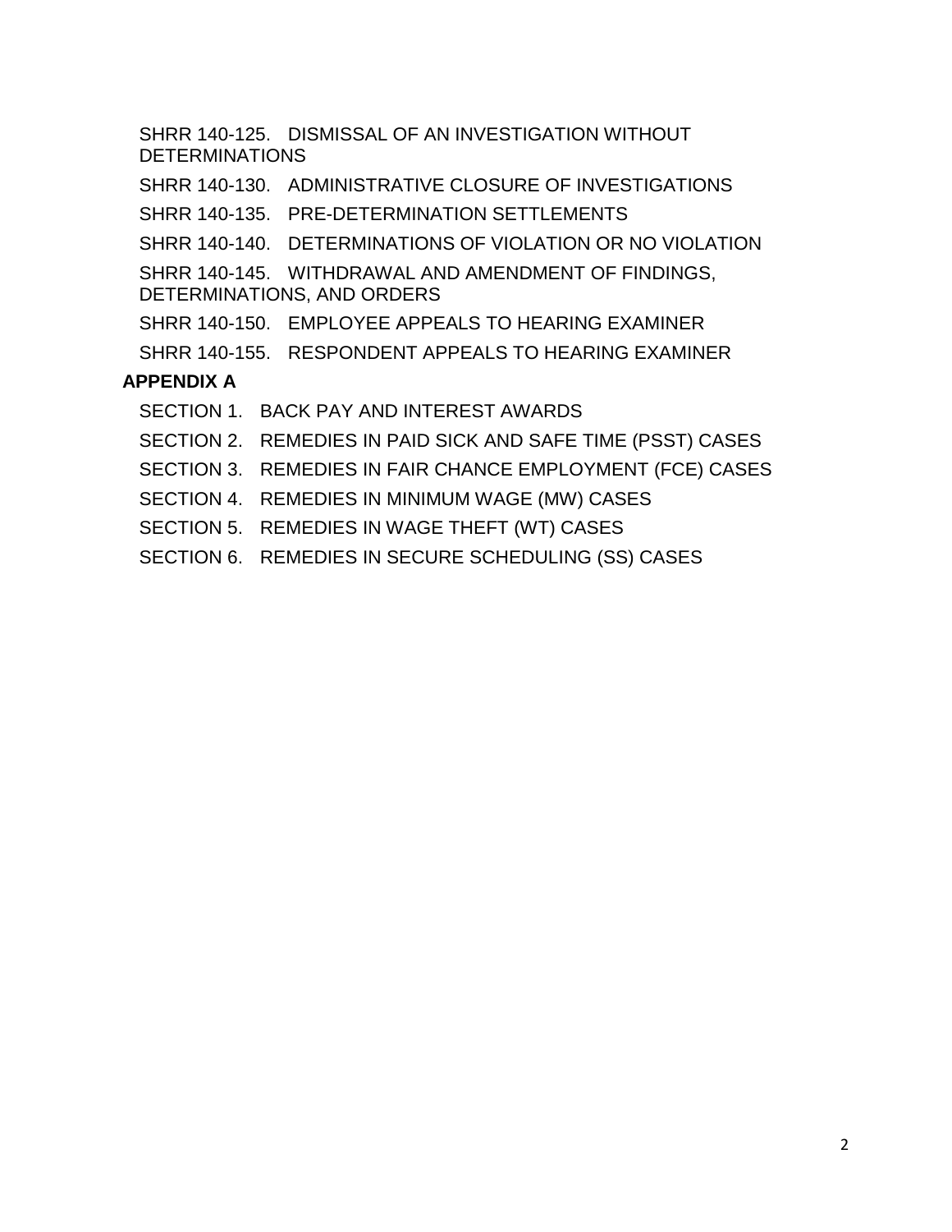SHRR 140-125. DISMISSAL OF AN INVESTIGATION WITHOUT DETERMINATIONS

SHRR 140-130. ADMINISTRATIVE CLOSURE OF INVESTIGATIONS

SHRR 140-135. PRE-DETERMINATION SETTLEMENTS

SHRR 140-140. DETERMINATIONS OF VIOLATION OR NO VIOLATION

SHRR 140-145. WITHDRAWAL AND AMENDMENT OF FINDINGS, DETERMINATIONS, AND ORDERS

SHRR 140-150. EMPLOYEE APPEALS TO HEARING EXAMINER

SHRR 140-155. RESPONDENT APPEALS TO HEARING EXAMINER

**APPENDIX A**

SECTION 1. BACK PAY AND INTEREST AWARDS

SECTION 2. REMEDIES IN PAID SICK AND SAFE TIME (PSST) CASES

SECTION 3. REMEDIES IN FAIR CHANCE EMPLOYMENT (FCE) CASES

SECTION 4. REMEDIES IN MINIMUM WAGE (MW) CASES

SECTION 5. REMEDIES IN WAGE THEFT (WT) CASES

SECTION 6. REMEDIES IN SECURE SCHEDULING (SS) CASES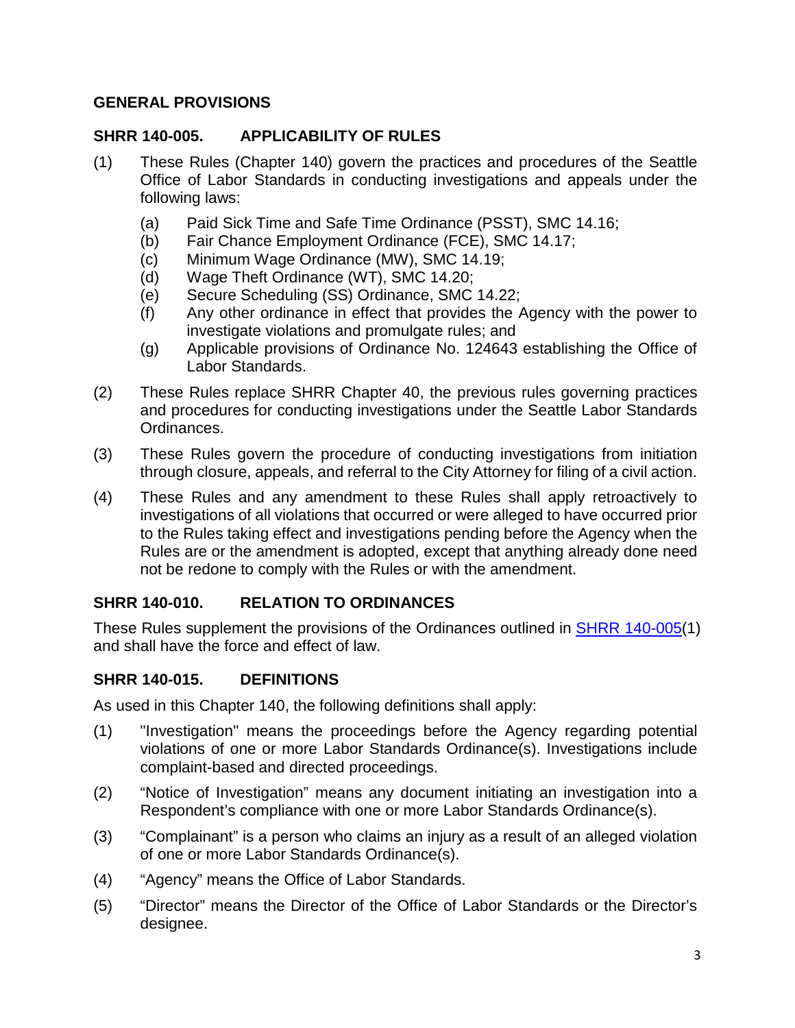## GENERAL PROVISIONS

### SHRR 140-005. APPLICABILITY OF RULES

(1) These Rules (Chapter 140) govern the practices and procedures of the Seattle Office of Labor Standards in conducting investigations and appeals under the following laws:

   (a) Paid Sick Time and Safe Time Ordinance (PSST), SMC 14.16;
   (b) Fair Chance Employment Ordinance (FCE), SMC 14.17;
   (c) Minimum Wage Ordinance (MW), SMC 14.19;
   (d) Wage Theft Ordinance (WT), SMC 14.20;
   (e) Secure Scheduling (SS) Ordinance, SMC 14.22;
   (f) Any other ordinance in effect that provides the Agency with the power to investigate violations and promulgate rules; and
   (g) Applicable provisions of Ordinance No. 124643 establishing the Office of Labor Standards.

(2) These Rules replace SHRR Chapter 40, the previous rules governing practices and procedures for conducting investigations under the Seattle Labor Standards Ordinances.

(3) These Rules govern the procedure of conducting investigations from initiation through closure, appeals, and referral to the City Attorney for filing of a civil action.

(4) These Rules and any amendment to these Rules shall apply retroactively to investigations of all violations that occurred or were alleged to have occurred prior to the Rules taking effect and investigations pending before the Agency when the Rules are or the amendment is adopted, except that anything already done need not be redone to comply with the Rules or with the amendment.

### SHRR 140-010. RELATION TO ORDINANCES

These Rules supplement the provisions of the Ordinances outlined in SHRR 140-005(1) and shall have the force and effect of law.

### SHRR 140-015. DEFINITIONS

As used in this Chapter 140, the following definitions shall apply:

(1) "Investigation" means the proceedings before the Agency regarding potential violations of one or more Labor Standards Ordinance(s). Investigations include complaint-based and directed proceedings.

(2) "Notice of Investigation" means any document initiating an investigation into a Respondent's compliance with one or more Labor Standards Ordinance(s).

(3) "Complainant" is a person who claims an injury as a result of an alleged violation of one or more Labor Standards Ordinance(s).

(4) "Agency" means the Office of Labor Standards.

(5) "Director" means the Director of the Office of Labor Standards or the Director's designee.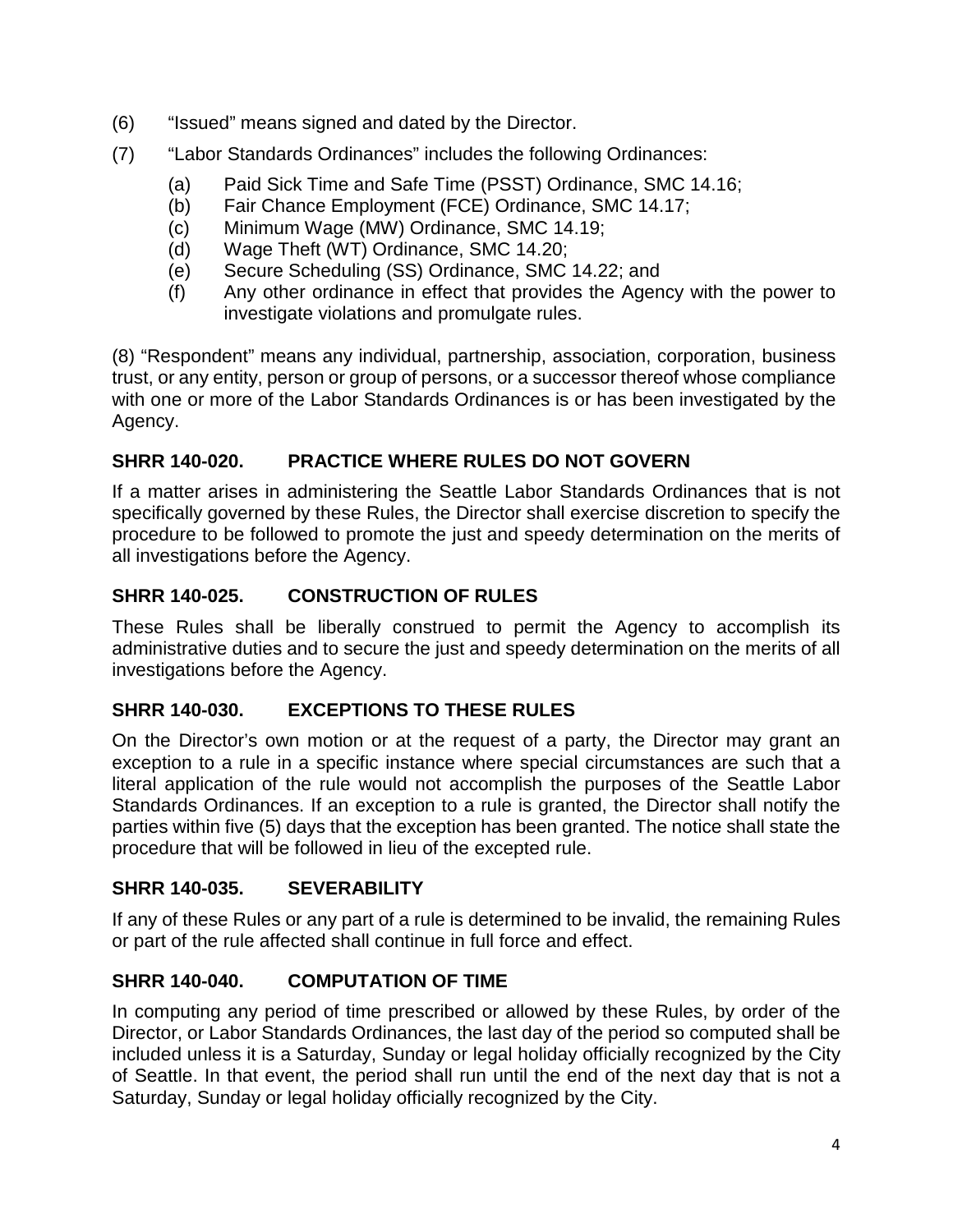(6) "Issued" means signed and dated by the Director.

(7) "Labor Standards Ordinances" includes the following Ordinances:

  (a) Paid Sick Time and Safe Time (PSST) Ordinance, SMC 14.16;
  (b) Fair Chance Employment (FCE) Ordinance, SMC 14.17;
  (c) Minimum Wage (MW) Ordinance, SMC 14.19;
  (d) Wage Theft (WT) Ordinance, SMC 14.20;
  (e) Secure Scheduling (SS) Ordinance, SMC 14.22; and
  (f) Any other ordinance in effect that provides the Agency with the power to investigate violations and promulgate rules.

(8) "Respondent" means any individual, partnership, association, corporation, business trust, or any entity, person or group of persons, or a successor thereof whose compliance with one or more of the Labor Standards Ordinances is or has been investigated by the Agency.

## SHRR 140-020. PRACTICE WHERE RULES DO NOT GOVERN

If a matter arises in administering the Seattle Labor Standards Ordinances that is not specifically governed by these Rules, the Director shall exercise discretion to specify the procedure to be followed to promote the just and speedy determination on the merits of all investigations before the Agency.

## SHRR 140-025. CONSTRUCTION OF RULES

These Rules shall be liberally construed to permit the Agency to accomplish its administrative duties and to secure the just and speedy determination on the merits of all investigations before the Agency.

## SHRR 140-030. EXCEPTIONS TO THESE RULES

On the Director's own motion or at the request of a party, the Director may grant an exception to a rule in a specific instance where special circumstances are such that a literal application of the rule would not accomplish the purposes of the Seattle Labor Standards Ordinances. If an exception to a rule is granted, the Director shall notify the parties within five (5) days that the exception has been granted. The notice shall state the procedure that will be followed in lieu of the excepted rule.

## SHRR 140-035. SEVERABILITY

If any of these Rules or any part of a rule is determined to be invalid, the remaining Rules or part of the rule affected shall continue in full force and effect.

## SHRR 140-040. COMPUTATION OF TIME

In computing any period of time prescribed or allowed by these Rules, by order of the Director, or Labor Standards Ordinances, the last day of the period so computed shall be included unless it is a Saturday, Sunday or legal holiday officially recognized by the City of Seattle. In that event, the period shall run until the end of the next day that is not a Saturday, Sunday or legal holiday officially recognized by the City.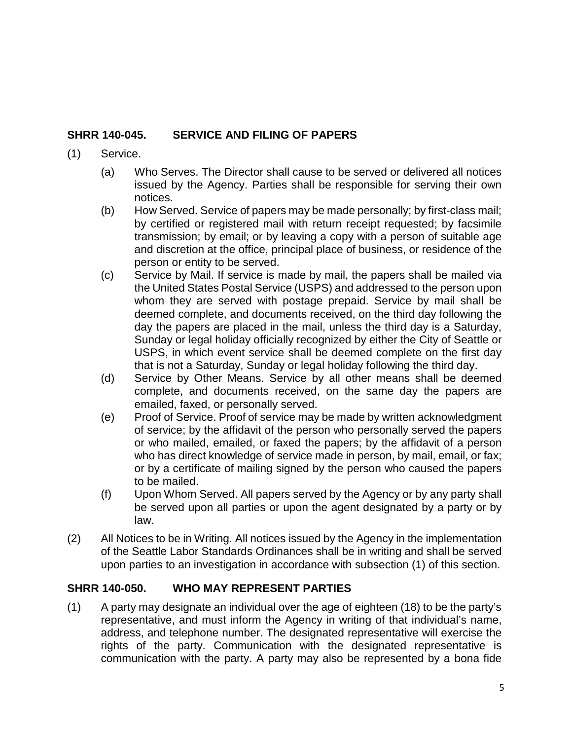## SHRR 140-045. SERVICE AND FILING OF PAPERS

(1) Service.

(a) Who Serves. The Director shall cause to be served or delivered all notices issued by the Agency. Parties shall be responsible for serving their own notices.

(b) How Served. Service of papers may be made personally; by first-class mail; by certified or registered mail with return receipt requested; by facsimile transmission; by email; or by leaving a copy with a person of suitable age and discretion at the office, principal place of business, or residence of the person or entity to be served.

(c) Service by Mail. If service is made by mail, the papers shall be mailed via the United States Postal Service (USPS) and addressed to the person upon whom they are served with postage prepaid. Service by mail shall be deemed complete, and documents received, on the third day following the day the papers are placed in the mail, unless the third day is a Saturday, Sunday or legal holiday officially recognized by either the City of Seattle or USPS, in which event service shall be deemed complete on the first day that is not a Saturday, Sunday or legal holiday following the third day.

(d) Service by Other Means. Service by all other means shall be deemed complete, and documents received, on the same day the papers are emailed, faxed, or personally served.

(e) Proof of Service. Proof of service may be made by written acknowledgment of service; by the affidavit of the person who personally served the papers or who mailed, emailed, or faxed the papers; by the affidavit of a person who has direct knowledge of service made in person, by mail, email, or fax; or by a certificate of mailing signed by the person who caused the papers to be mailed.

(f) Upon Whom Served. All papers served by the Agency or by any party shall be served upon all parties or upon the agent designated by a party or by law.

(2) All Notices to be in Writing. All notices issued by the Agency in the implementation of the Seattle Labor Standards Ordinances shall be in writing and shall be served upon parties to an investigation in accordance with subsection (1) of this section.

## SHRR 140-050. WHO MAY REPRESENT PARTIES

(1) A party may designate an individual over the age of eighteen (18) to be the party's representative, and must inform the Agency in writing of that individual's name, address, and telephone number. The designated representative will exercise the rights of the party. Communication with the designated representative is communication with the party. A party may also be represented by a bona fide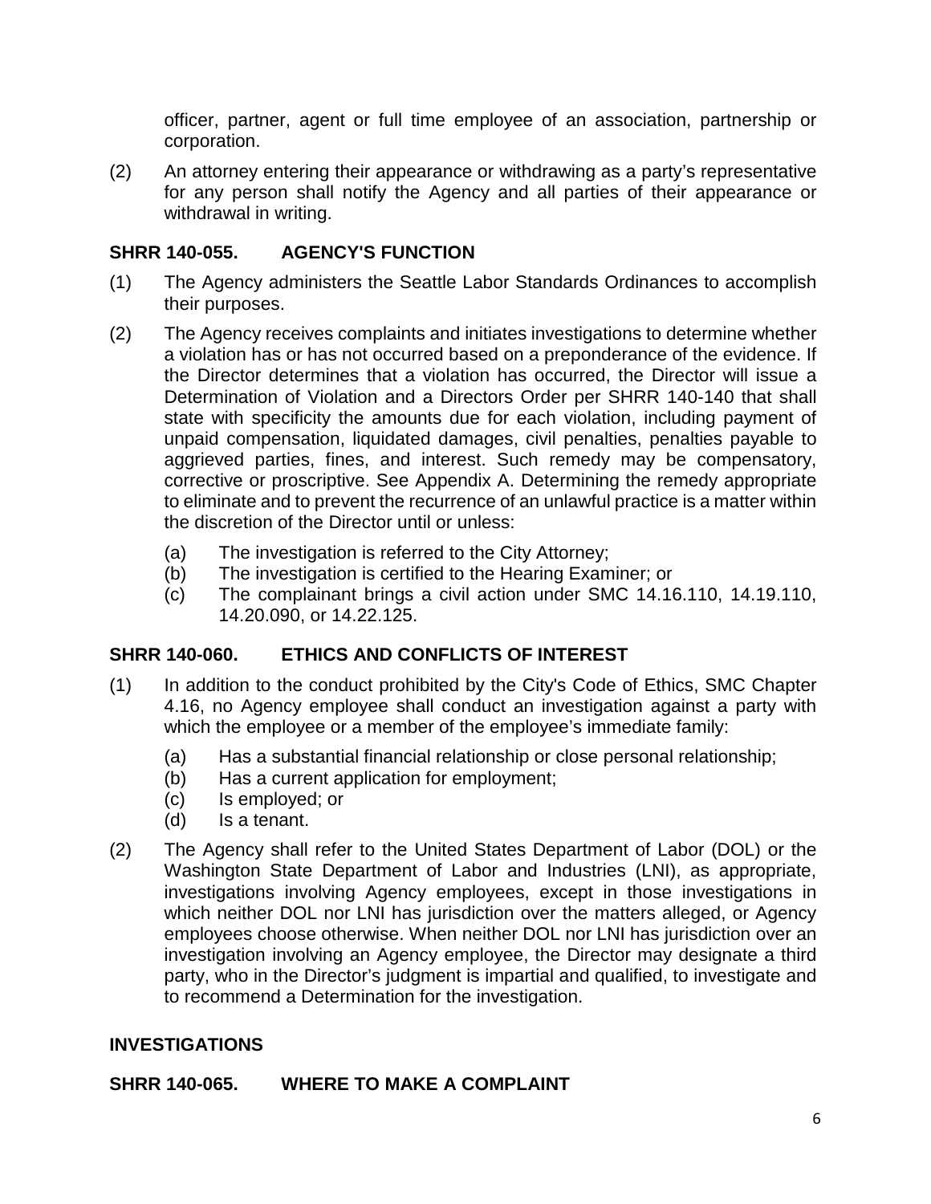officer, partner, agent or full time employee of an association, partnership or corporation.

(2) An attorney entering their appearance or withdrawing as a party's representative for any person shall notify the Agency and all parties of their appearance or withdrawal in writing.

### SHRR 140-055. AGENCY'S FUNCTION

(1) The Agency administers the Seattle Labor Standards Ordinances to accomplish their purposes.

(2) The Agency receives complaints and initiates investigations to determine whether a violation has or has not occurred based on a preponderance of the evidence. If the Director determines that a violation has occurred, the Director will issue a Determination of Violation and a Directors Order per SHRR 140-140 that shall state with specificity the amounts due for each violation, including payment of unpaid compensation, liquidated damages, civil penalties, penalties payable to aggrieved parties, fines, and interest. Such remedy may be compensatory, corrective or proscriptive. See Appendix A. Determining the remedy appropriate to eliminate and to prevent the recurrence of an unlawful practice is a matter within the discretion of the Director until or unless:

   (a) The investigation is referred to the City Attorney;
   (b) The investigation is certified to the Hearing Examiner; or
   (c) The complainant brings a civil action under SMC 14.16.110, 14.19.110, 14.20.090, or 14.22.125.

### SHRR 140-060. ETHICS AND CONFLICTS OF INTEREST

(1) In addition to the conduct prohibited by the City's Code of Ethics, SMC Chapter 4.16, no Agency employee shall conduct an investigation against a party with which the employee or a member of the employee's immediate family:

   (a) Has a substantial financial relationship or close personal relationship;
   (b) Has a current application for employment;
   (c) Is employed; or
   (d) Is a tenant.

(2) The Agency shall refer to the United States Department of Labor (DOL) or the Washington State Department of Labor and Industries (LNI), as appropriate, investigations involving Agency employees, except in those investigations in which neither DOL nor LNI has jurisdiction over the matters alleged, or Agency employees choose otherwise. When neither DOL nor LNI has jurisdiction over an investigation involving an Agency employee, the Director may designate a third party, who in the Director's judgment is impartial and qualified, to investigate and to recommend a Determination for the investigation.

## INVESTIGATIONS

### SHRR 140-065. WHERE TO MAKE A COMPLAINT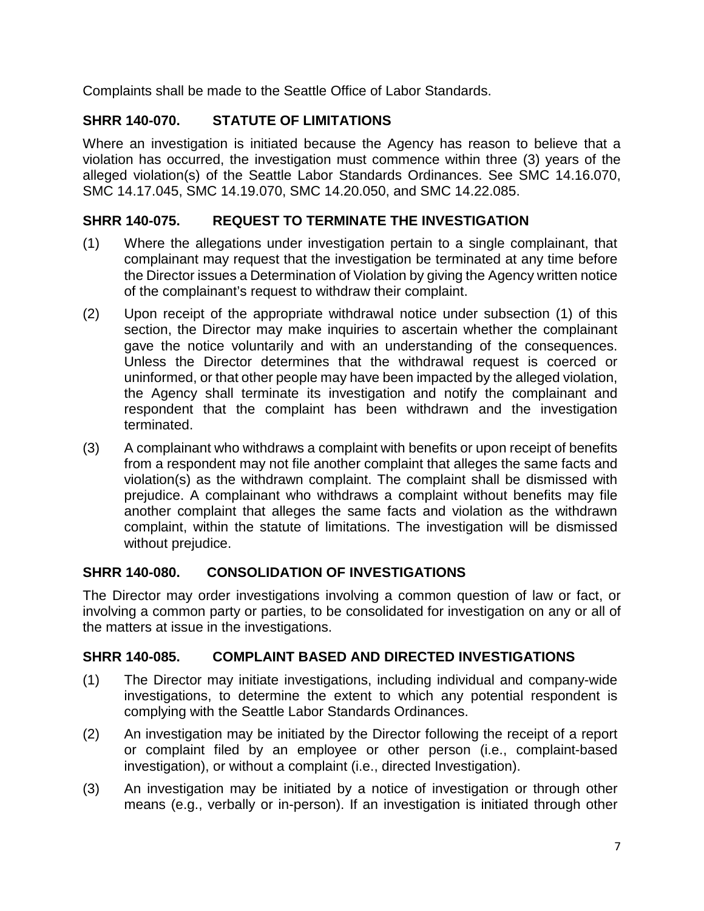Complaints shall be made to the Seattle Office of Labor Standards.

### SHRR 140-070. STATUTE OF LIMITATIONS

Where an investigation is initiated because the Agency has reason to believe that a violation has occurred, the investigation must commence within three (3) years of the alleged violation(s) of the Seattle Labor Standards Ordinances. See SMC 14.16.070, SMC 14.17.045, SMC 14.19.070, SMC 14.20.050, and SMC 14.22.085.

### SHRR 140-075. REQUEST TO TERMINATE THE INVESTIGATION

(1) Where the allegations under investigation pertain to a single complainant, that complainant may request that the investigation be terminated at any time before the Director issues a Determination of Violation by giving the Agency written notice of the complainant's request to withdraw their complaint.

(2) Upon receipt of the appropriate withdrawal notice under subsection (1) of this section, the Director may make inquiries to ascertain whether the complainant gave the notice voluntarily and with an understanding of the consequences. Unless the Director determines that the withdrawal request is coerced or uninformed, or that other people may have been impacted by the alleged violation, the Agency shall terminate its investigation and notify the complainant and respondent that the complaint has been withdrawn and the investigation terminated.

(3) A complainant who withdraws a complaint with benefits or upon receipt of benefits from a respondent may not file another complaint that alleges the same facts and violation(s) as the withdrawn complaint. The complaint shall be dismissed with prejudice. A complainant who withdraws a complaint without benefits may file another complaint that alleges the same facts and violation as the withdrawn complaint, within the statute of limitations. The investigation will be dismissed without prejudice.

### SHRR 140-080. CONSOLIDATION OF INVESTIGATIONS

The Director may order investigations involving a common question of law or fact, or involving a common party or parties, to be consolidated for investigation on any or all of the matters at issue in the investigations.

### SHRR 140-085. COMPLAINT BASED AND DIRECTED INVESTIGATIONS

(1) The Director may initiate investigations, including individual and company-wide investigations, to determine the extent to which any potential respondent is complying with the Seattle Labor Standards Ordinances.

(2) An investigation may be initiated by the Director following the receipt of a report or complaint filed by an employee or other person (i.e., complaint-based investigation), or without a complaint (i.e., directed Investigation).

(3) An investigation may be initiated by a notice of investigation or through other means (e.g., verbally or in-person). If an investigation is initiated through other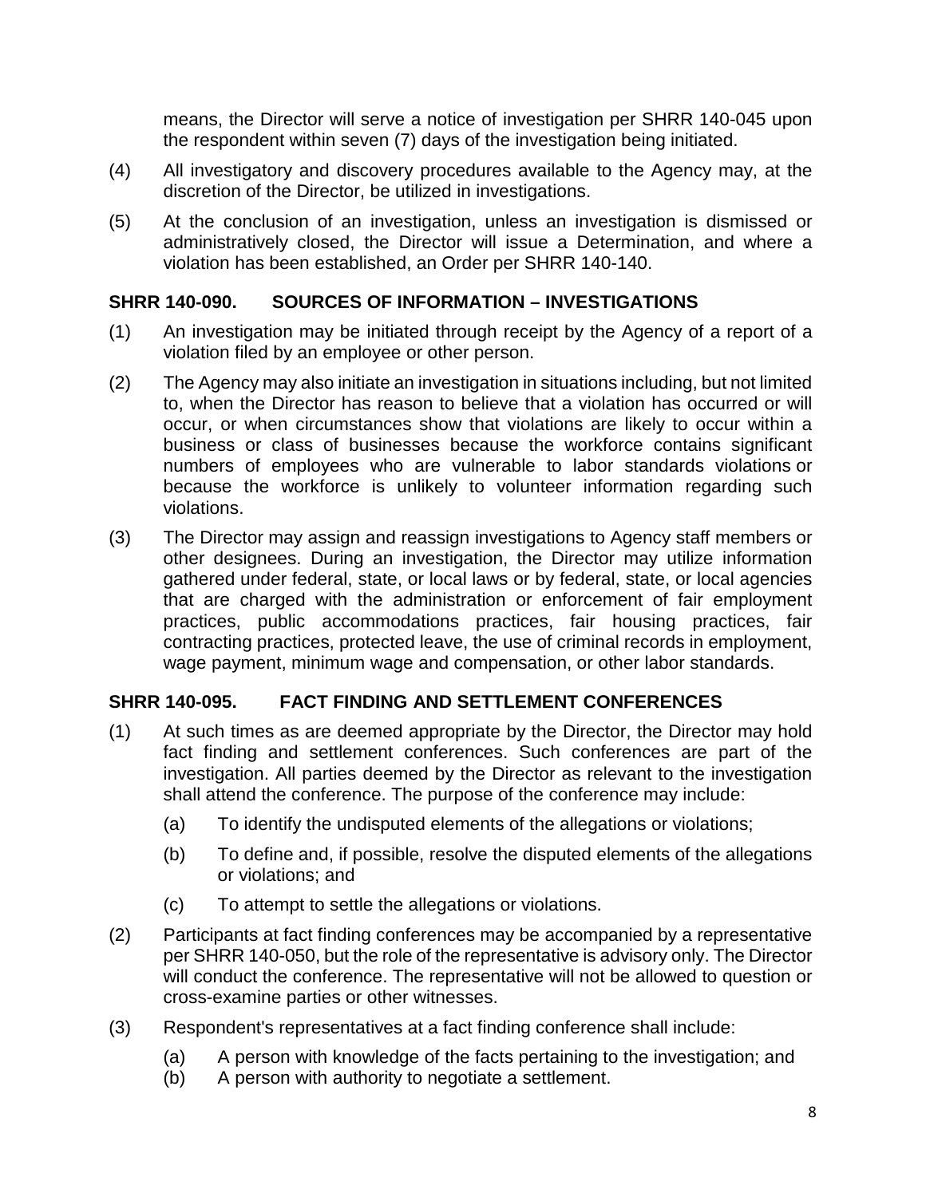means, the Director will serve a notice of investigation per SHRR 140-045 upon the respondent within seven (7) days of the investigation being initiated.

(4) All investigatory and discovery procedures available to the Agency may, at the discretion of the Director, be utilized in investigations.

(5) At the conclusion of an investigation, unless an investigation is dismissed or administratively closed, the Director will issue a Determination, and where a violation has been established, an Order per SHRR 140-140.

## SHRR 140-090. SOURCES OF INFORMATION – INVESTIGATIONS

(1) An investigation may be initiated through receipt by the Agency of a report of a violation filed by an employee or other person.

(2) The Agency may also initiate an investigation in situations including, but not limited to, when the Director has reason to believe that a violation has occurred or will occur, or when circumstances show that violations are likely to occur within a business or class of businesses because the workforce contains significant numbers of employees who are vulnerable to labor standards violations or because the workforce is unlikely to volunteer information regarding such violations.

(3) The Director may assign and reassign investigations to Agency staff members or other designees. During an investigation, the Director may utilize information gathered under federal, state, or local laws or by federal, state, or local agencies that are charged with the administration or enforcement of fair employment practices, public accommodations practices, fair housing practices, fair contracting practices, protected leave, the use of criminal records in employment, wage payment, minimum wage and compensation, or other labor standards.

## SHRR 140-095. FACT FINDING AND SETTLEMENT CONFERENCES

(1) At such times as are deemed appropriate by the Director, the Director may hold fact finding and settlement conferences. Such conferences are part of the investigation. All parties deemed by the Director as relevant to the investigation shall attend the conference. The purpose of the conference may include:

   (a) To identify the undisputed elements of the allegations or violations;

   (b) To define and, if possible, resolve the disputed elements of the allegations or violations; and

   (c) To attempt to settle the allegations or violations.

(2) Participants at fact finding conferences may be accompanied by a representative per SHRR 140-050, but the role of the representative is advisory only. The Director will conduct the conference. The representative will not be allowed to question or cross-examine parties or other witnesses.

(3) Respondent's representatives at a fact finding conference shall include:

   (a) A person with knowledge of the facts pertaining to the investigation; and

   (b) A person with authority to negotiate a settlement.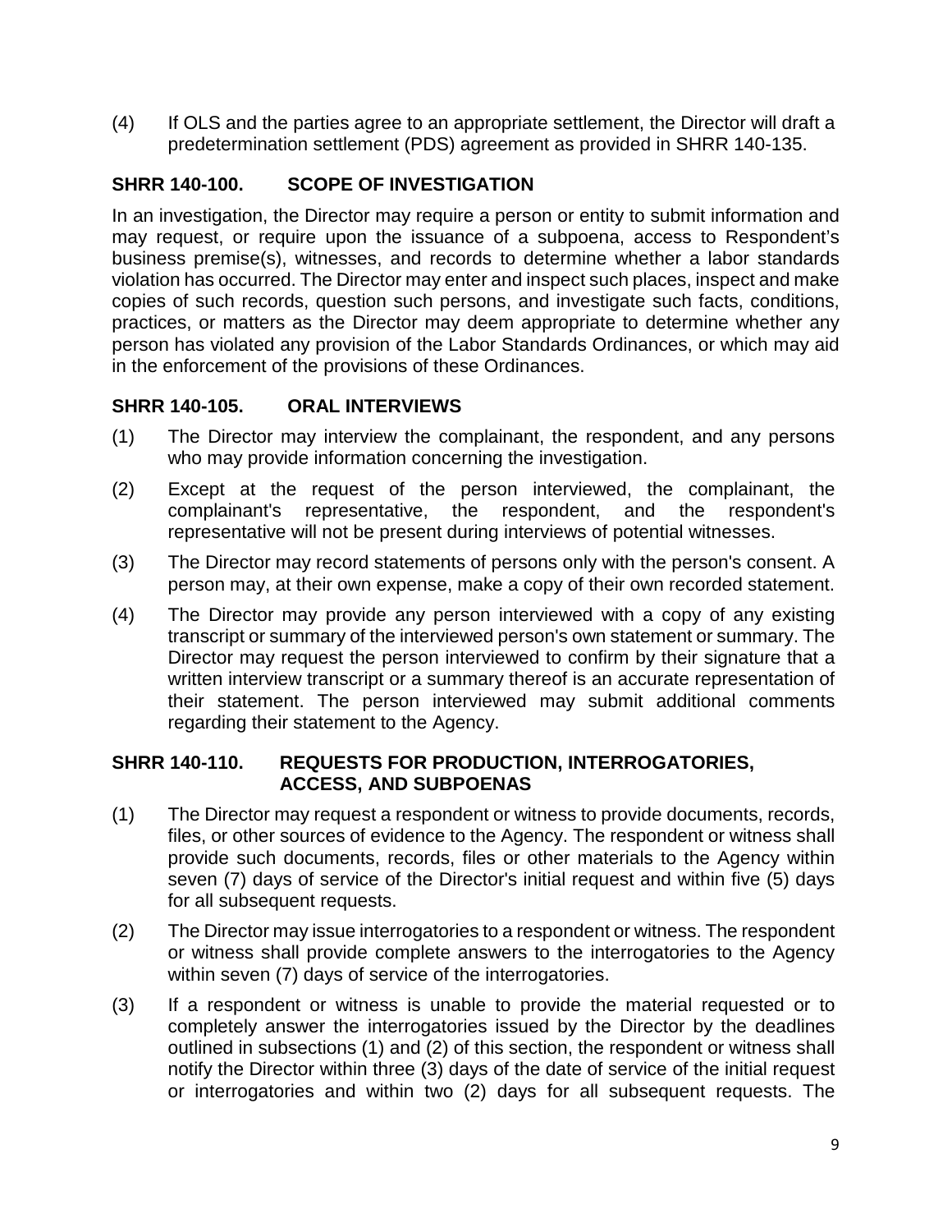(4) If OLS and the parties agree to an appropriate settlement, the Director will draft a predetermination settlement (PDS) agreement as provided in SHRR 140-135.

## SHRR 140-100. SCOPE OF INVESTIGATION

In an investigation, the Director may require a person or entity to submit information and may request, or require upon the issuance of a subpoena, access to Respondent's business premise(s), witnesses, and records to determine whether a labor standards violation has occurred. The Director may enter and inspect such places, inspect and make copies of such records, question such persons, and investigate such facts, conditions, practices, or matters as the Director may deem appropriate to determine whether any person has violated any provision of the Labor Standards Ordinances, or which may aid in the enforcement of the provisions of these Ordinances.

## SHRR 140-105. ORAL INTERVIEWS

(1) The Director may interview the complainant, the respondent, and any persons who may provide information concerning the investigation.

(2) Except at the request of the person interviewed, the complainant, the complainant's representative, the respondent, and the respondent's representative will not be present during interviews of potential witnesses.

(3) The Director may record statements of persons only with the person's consent. A person may, at their own expense, make a copy of their own recorded statement.

(4) The Director may provide any person interviewed with a copy of any existing transcript or summary of the interviewed person's own statement or summary. The Director may request the person interviewed to confirm by their signature that a written interview transcript or a summary thereof is an accurate representation of their statement. The person interviewed may submit additional comments regarding their statement to the Agency.

## SHRR 140-110. REQUESTS FOR PRODUCTION, INTERROGATORIES, ACCESS, AND SUBPOENAS

(1) The Director may request a respondent or witness to provide documents, records, files, or other sources of evidence to the Agency. The respondent or witness shall provide such documents, records, files or other materials to the Agency within seven (7) days of service of the Director's initial request and within five (5) days for all subsequent requests.

(2) The Director may issue interrogatories to a respondent or witness. The respondent or witness shall provide complete answers to the interrogatories to the Agency within seven (7) days of service of the interrogatories.

(3) If a respondent or witness is unable to provide the material requested or to completely answer the interrogatories issued by the Director by the deadlines outlined in subsections (1) and (2) of this section, the respondent or witness shall notify the Director within three (3) days of the date of service of the initial request or interrogatories and within two (2) days for all subsequent requests. The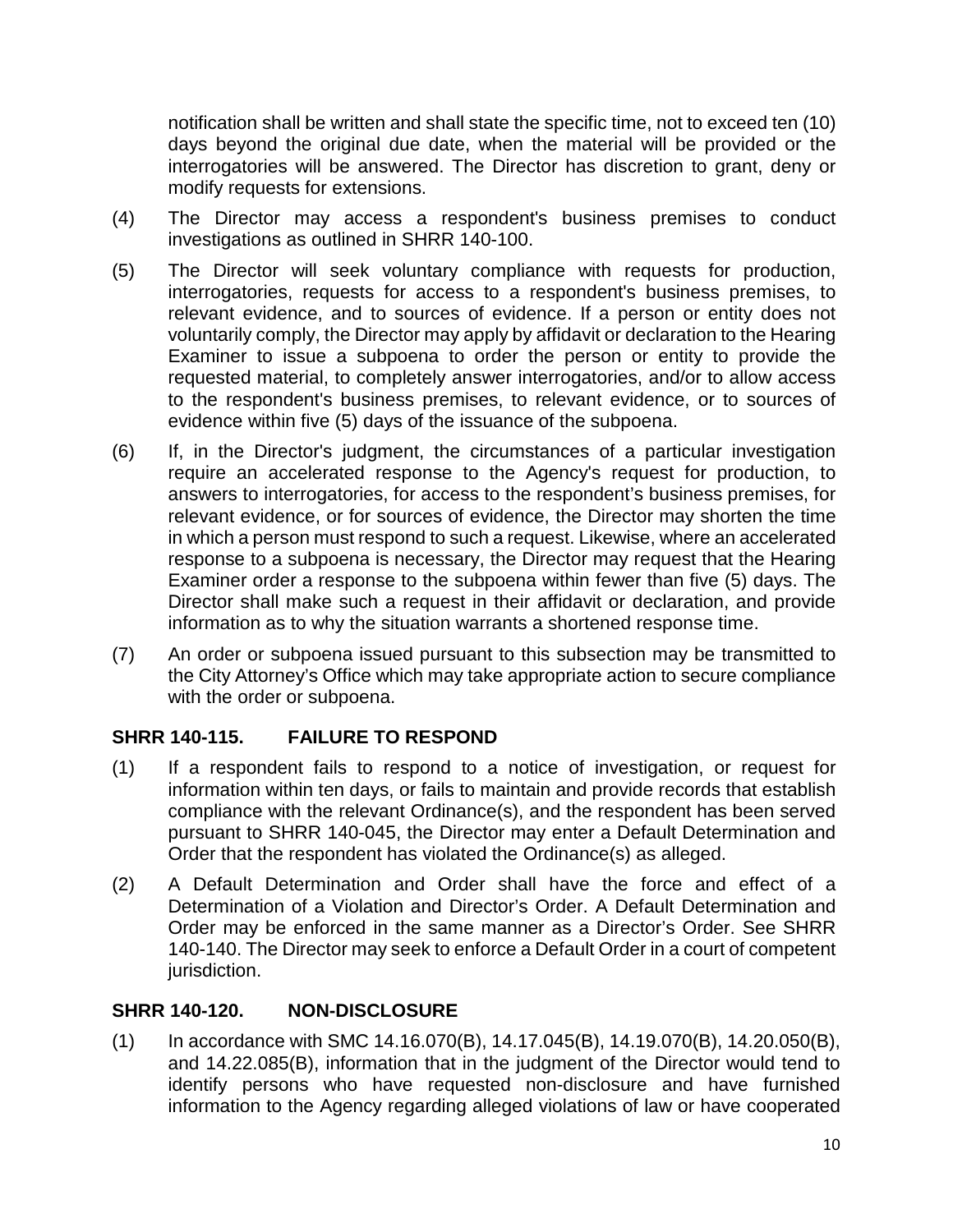notification shall be written and shall state the specific time, not to exceed ten (10) days beyond the original due date, when the material will be provided or the interrogatories will be answered. The Director has discretion to grant, deny or modify requests for extensions.

(4) The Director may access a respondent's business premises to conduct investigations as outlined in SHRR 140-100.

(5) The Director will seek voluntary compliance with requests for production, interrogatories, requests for access to a respondent's business premises, to relevant evidence, and to sources of evidence. If a person or entity does not voluntarily comply, the Director may apply by affidavit or declaration to the Hearing Examiner to issue a subpoena to order the person or entity to provide the requested material, to completely answer interrogatories, and/or to allow access to the respondent's business premises, to relevant evidence, or to sources of evidence within five (5) days of the issuance of the subpoena.

(6) If, in the Director's judgment, the circumstances of a particular investigation require an accelerated response to the Agency's request for production, to answers to interrogatories, for access to the respondent's business premises, for relevant evidence, or for sources of evidence, the Director may shorten the time in which a person must respond to such a request. Likewise, where an accelerated response to a subpoena is necessary, the Director may request that the Hearing Examiner order a response to the subpoena within fewer than five (5) days. The Director shall make such a request in their affidavit or declaration, and provide information as to why the situation warrants a shortened response time.

(7) An order or subpoena issued pursuant to this subsection may be transmitted to the City Attorney's Office which may take appropriate action to secure compliance with the order or subpoena.

## SHRR 140-115. FAILURE TO RESPOND

(1) If a respondent fails to respond to a notice of investigation, or request for information within ten days, or fails to maintain and provide records that establish compliance with the relevant Ordinance(s), and the respondent has been served pursuant to SHRR 140-045, the Director may enter a Default Determination and Order that the respondent has violated the Ordinance(s) as alleged.

(2) A Default Determination and Order shall have the force and effect of a Determination of a Violation and Director's Order. A Default Determination and Order may be enforced in the same manner as a Director's Order. See SHRR 140-140. The Director may seek to enforce a Default Order in a court of competent jurisdiction.

## SHRR 140-120. NON-DISCLOSURE

(1) In accordance with SMC 14.16.070(B), 14.17.045(B), 14.19.070(B), 14.20.050(B), and 14.22.085(B), information that in the judgment of the Director would tend to identify persons who have requested non-disclosure and have furnished information to the Agency regarding alleged violations of law or have cooperated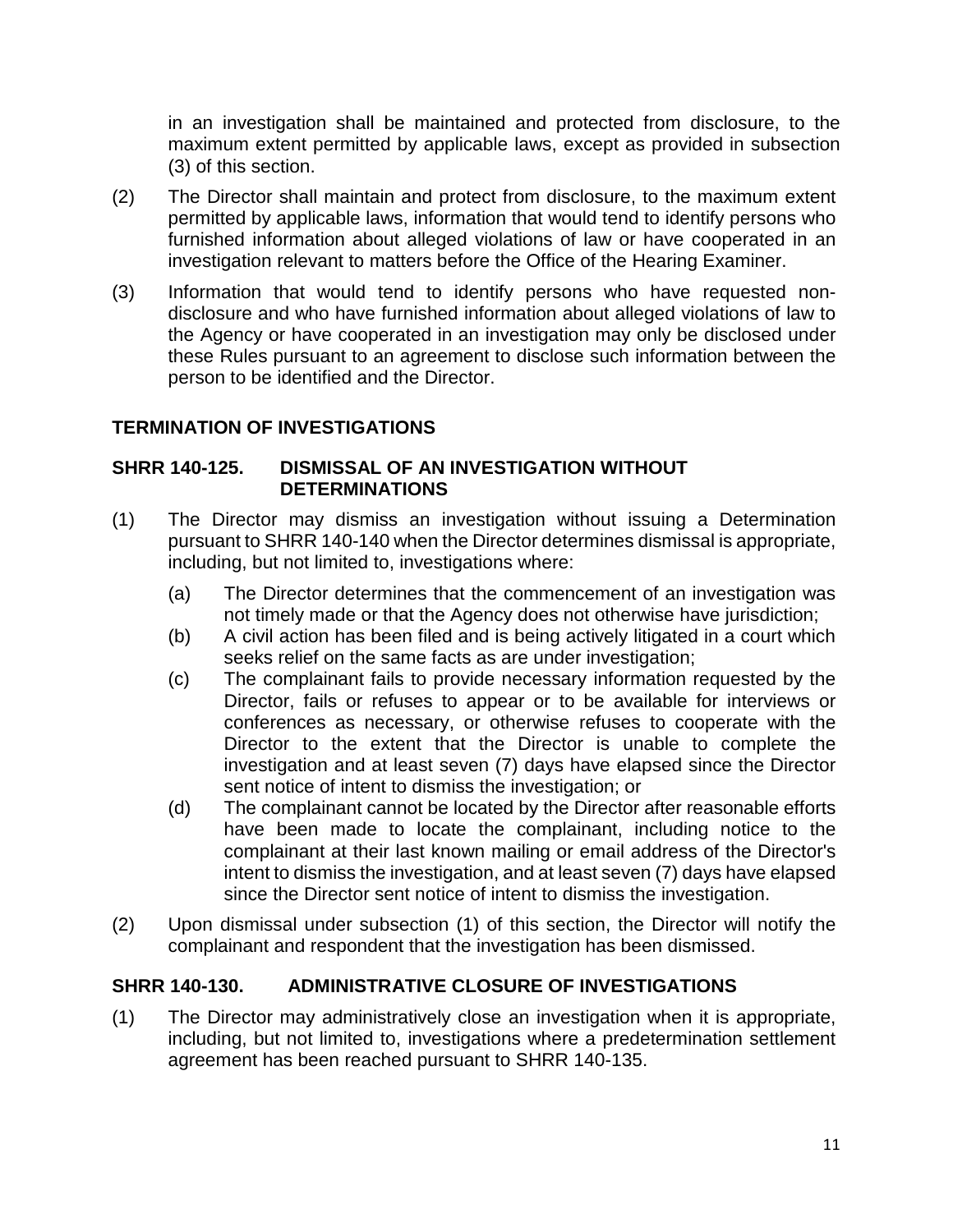in an investigation shall be maintained and protected from disclosure, to the maximum extent permitted by applicable laws, except as provided in subsection (3) of this section.

(2) The Director shall maintain and protect from disclosure, to the maximum extent permitted by applicable laws, information that would tend to identify persons who furnished information about alleged violations of law or have cooperated in an investigation relevant to matters before the Office of the Hearing Examiner.

(3) Information that would tend to identify persons who have requested non-disclosure and who have furnished information about alleged violations of law to the Agency or have cooperated in an investigation may only be disclosed under these Rules pursuant to an agreement to disclose such information between the person to be identified and the Director.

## TERMINATION OF INVESTIGATIONS

### SHRR 140-125. DISMISSAL OF AN INVESTIGATION WITHOUT DETERMINATIONS

(1) The Director may dismiss an investigation without issuing a Determination pursuant to SHRR 140-140 when the Director determines dismissal is appropriate, including, but not limited to, investigations where:

  (a) The Director determines that the commencement of an investigation was not timely made or that the Agency does not otherwise have jurisdiction;

  (b) A civil action has been filed and is being actively litigated in a court which seeks relief on the same facts as are under investigation;

  (c) The complainant fails to provide necessary information requested by the Director, fails or refuses to appear or to be available for interviews or conferences as necessary, or otherwise refuses to cooperate with the Director to the extent that the Director is unable to complete the investigation and at least seven (7) days have elapsed since the Director sent notice of intent to dismiss the investigation; or

  (d) The complainant cannot be located by the Director after reasonable efforts have been made to locate the complainant, including notice to the complainant at their last known mailing or email address of the Director's intent to dismiss the investigation, and at least seven (7) days have elapsed since the Director sent notice of intent to dismiss the investigation.

(2) Upon dismissal under subsection (1) of this section, the Director will notify the complainant and respondent that the investigation has been dismissed.

### SHRR 140-130. ADMINISTRATIVE CLOSURE OF INVESTIGATIONS

(1) The Director may administratively close an investigation when it is appropriate, including, but not limited to, investigations where a predetermination settlement agreement has been reached pursuant to SHRR 140-135.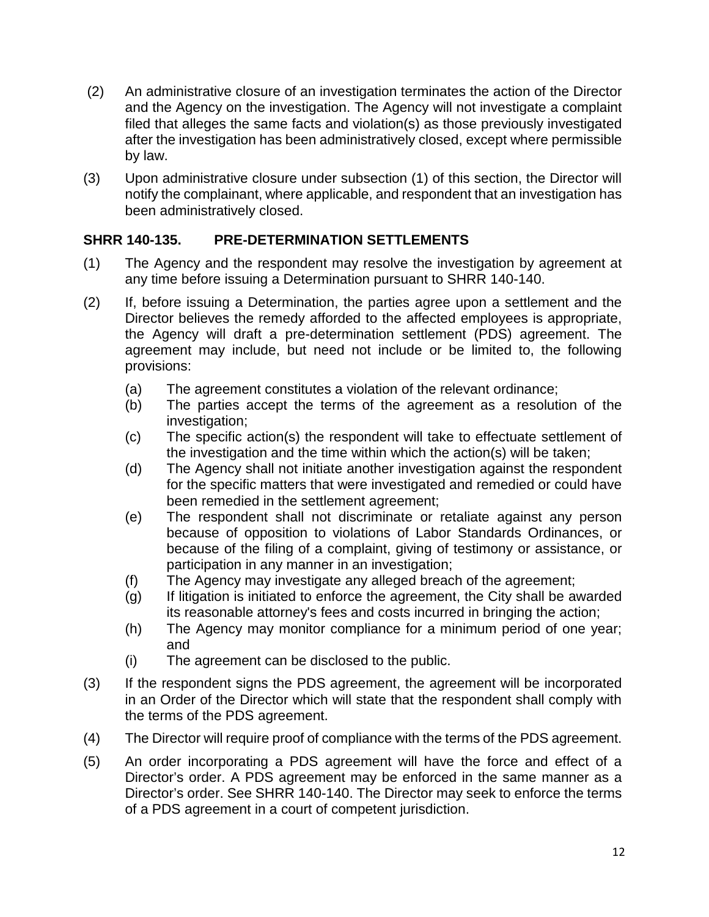(2) An administrative closure of an investigation terminates the action of the Director and the Agency on the investigation. The Agency will not investigate a complaint filed that alleges the same facts and violation(s) as those previously investigated after the investigation has been administratively closed, except where permissible by law.

(3) Upon administrative closure under subsection (1) of this section, the Director will notify the complainant, where applicable, and respondent that an investigation has been administratively closed.

## SHRR 140-135. PRE-DETERMINATION SETTLEMENTS

(1) The Agency and the respondent may resolve the investigation by agreement at any time before issuing a Determination pursuant to SHRR 140-140.

(2) If, before issuing a Determination, the parties agree upon a settlement and the Director believes the remedy afforded to the affected employees is appropriate, the Agency will draft a pre-determination settlement (PDS) agreement. The agreement may include, but need not include or be limited to, the following provisions:

   (a) The agreement constitutes a violation of the relevant ordinance;
   (b) The parties accept the terms of the agreement as a resolution of the investigation;
   (c) The specific action(s) the respondent will take to effectuate settlement of the investigation and the time within which the action(s) will be taken;
   (d) The Agency shall not initiate another investigation against the respondent for the specific matters that were investigated and remedied or could have been remedied in the settlement agreement;
   (e) The respondent shall not discriminate or retaliate against any person because of opposition to violations of Labor Standards Ordinances, or because of the filing of a complaint, giving of testimony or assistance, or participation in any manner in an investigation;
   (f) The Agency may investigate any alleged breach of the agreement;
   (g) If litigation is initiated to enforce the agreement, the City shall be awarded its reasonable attorney's fees and costs incurred in bringing the action;
   (h) The Agency may monitor compliance for a minimum period of one year; and
   (i) The agreement can be disclosed to the public.

(3) If the respondent signs the PDS agreement, the agreement will be incorporated in an Order of the Director which will state that the respondent shall comply with the terms of the PDS agreement.

(4) The Director will require proof of compliance with the terms of the PDS agreement.

(5) An order incorporating a PDS agreement will have the force and effect of a Director's order. A PDS agreement may be enforced in the same manner as a Director's order. See SHRR 140-140. The Director may seek to enforce the terms of a PDS agreement in a court of competent jurisdiction.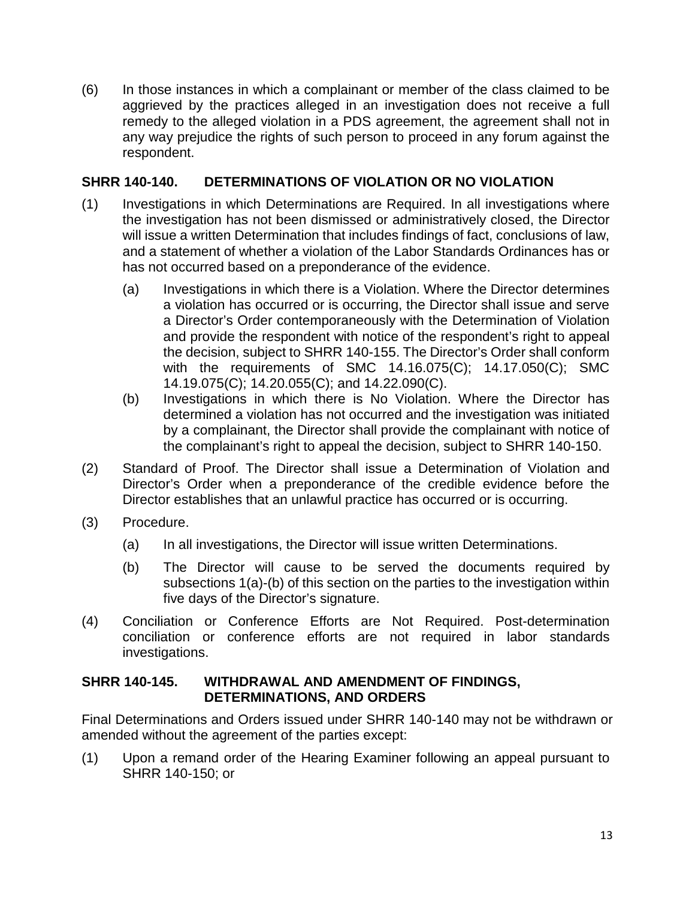(6) In those instances in which a complainant or member of the class claimed to be aggrieved by the practices alleged in an investigation does not receive a full remedy to the alleged violation in a PDS agreement, the agreement shall not in any way prejudice the rights of such person to proceed in any forum against the respondent.

## SHRR 140-140. DETERMINATIONS OF VIOLATION OR NO VIOLATION

(1) Investigations in which Determinations are Required. In all investigations where the investigation has not been dismissed or administratively closed, the Director will issue a written Determination that includes findings of fact, conclusions of law, and a statement of whether a violation of the Labor Standards Ordinances has or has not occurred based on a preponderance of the evidence.

   (a) Investigations in which there is a Violation. Where the Director determines a violation has occurred or is occurring, the Director shall issue and serve a Director's Order contemporaneously with the Determination of Violation and provide the respondent with notice of the respondent's right to appeal the decision, subject to SHRR 140-155. The Director's Order shall conform with the requirements of SMC 14.16.075(C); 14.17.050(C); SMC 14.19.075(C); 14.20.055(C); and 14.22.090(C).

   (b) Investigations in which there is No Violation. Where the Director has determined a violation has not occurred and the investigation was initiated by a complainant, the Director shall provide the complainant with notice of the complainant's right to appeal the decision, subject to SHRR 140-150.

(2) Standard of Proof. The Director shall issue a Determination of Violation and Director's Order when a preponderance of the credible evidence before the Director establishes that an unlawful practice has occurred or is occurring.

(3) Procedure.

   (a) In all investigations, the Director will issue written Determinations.

   (b) The Director will cause to be served the documents required by subsections 1(a)-(b) of this section on the parties to the investigation within five days of the Director's signature.

(4) Conciliation or Conference Efforts are Not Required. Post-determination conciliation or conference efforts are not required in labor standards investigations.

## SHRR 140-145. WITHDRAWAL AND AMENDMENT OF FINDINGS, DETERMINATIONS, AND ORDERS

Final Determinations and Orders issued under SHRR 140-140 may not be withdrawn or amended without the agreement of the parties except:

(1) Upon a remand order of the Hearing Examiner following an appeal pursuant to SHRR 140-150; or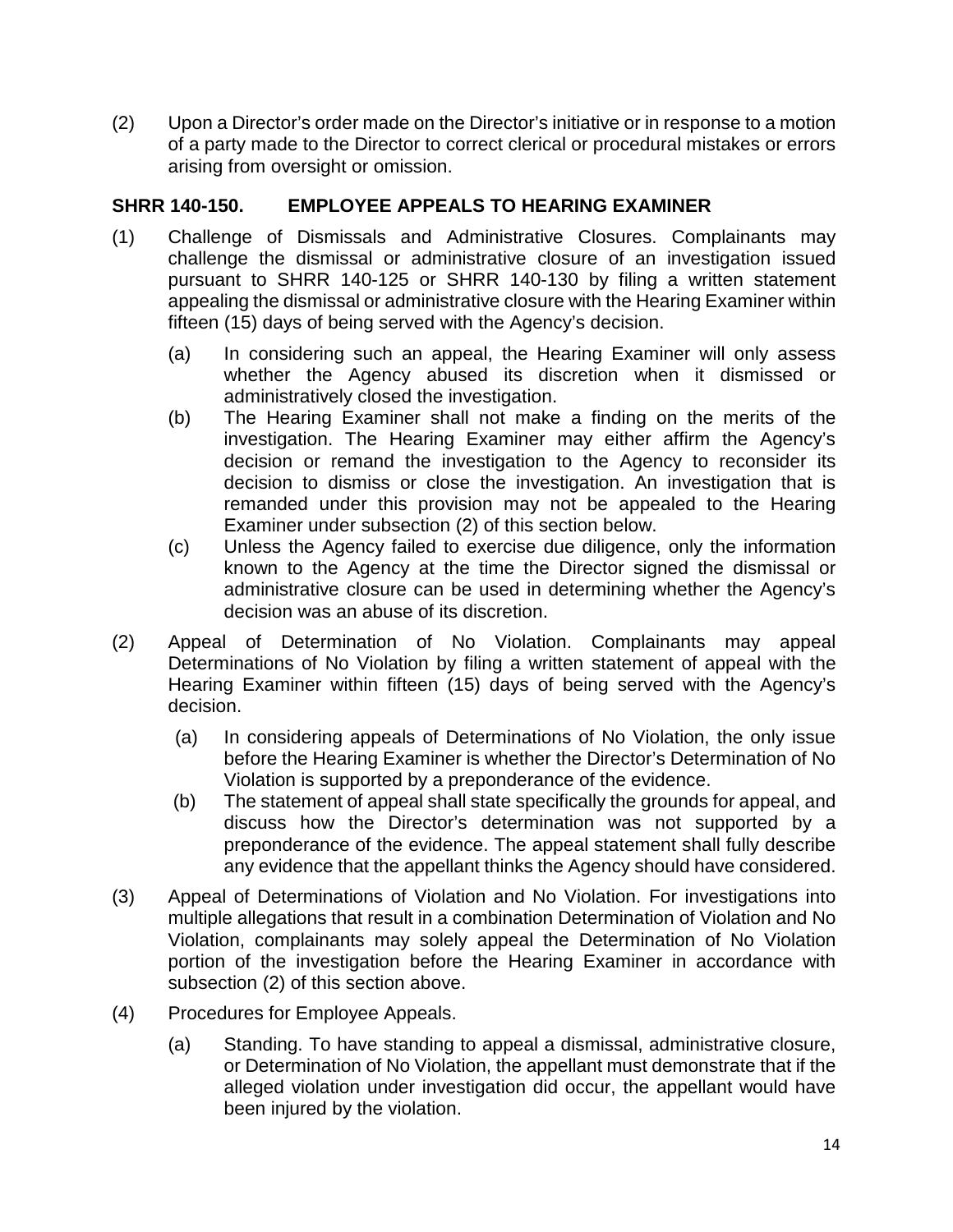(2) Upon a Director's order made on the Director's initiative or in response to a motion of a party made to the Director to correct clerical or procedural mistakes or errors arising from oversight or omission.

## SHRR 140-150. EMPLOYEE APPEALS TO HEARING EXAMINER

(1) Challenge of Dismissals and Administrative Closures. Complainants may challenge the dismissal or administrative closure of an investigation issued pursuant to SHRR 140-125 or SHRR 140-130 by filing a written statement appealing the dismissal or administrative closure with the Hearing Examiner within fifteen (15) days of being served with the Agency's decision.

   (a) In considering such an appeal, the Hearing Examiner will only assess whether the Agency abused its discretion when it dismissed or administratively closed the investigation.

   (b) The Hearing Examiner shall not make a finding on the merits of the investigation. The Hearing Examiner may either affirm the Agency's decision or remand the investigation to the Agency to reconsider its decision to dismiss or close the investigation. An investigation that is remanded under this provision may not be appealed to the Hearing Examiner under subsection (2) of this section below.

   (c) Unless the Agency failed to exercise due diligence, only the information known to the Agency at the time the Director signed the dismissal or administrative closure can be used in determining whether the Agency's decision was an abuse of its discretion.

(2) Appeal of Determination of No Violation. Complainants may appeal Determinations of No Violation by filing a written statement of appeal with the Hearing Examiner within fifteen (15) days of being served with the Agency's decision.

   (a) In considering appeals of Determinations of No Violation, the only issue before the Hearing Examiner is whether the Director's Determination of No Violation is supported by a preponderance of the evidence.

   (b) The statement of appeal shall state specifically the grounds for appeal, and discuss how the Director's determination was not supported by a preponderance of the evidence. The appeal statement shall fully describe any evidence that the appellant thinks the Agency should have considered.

(3) Appeal of Determinations of Violation and No Violation. For investigations into multiple allegations that result in a combination Determination of Violation and No Violation, complainants may solely appeal the Determination of No Violation portion of the investigation before the Hearing Examiner in accordance with subsection (2) of this section above.

(4) Procedures for Employee Appeals.

   (a) Standing. To have standing to appeal a dismissal, administrative closure, or Determination of No Violation, the appellant must demonstrate that if the alleged violation under investigation did occur, the appellant would have been injured by the violation.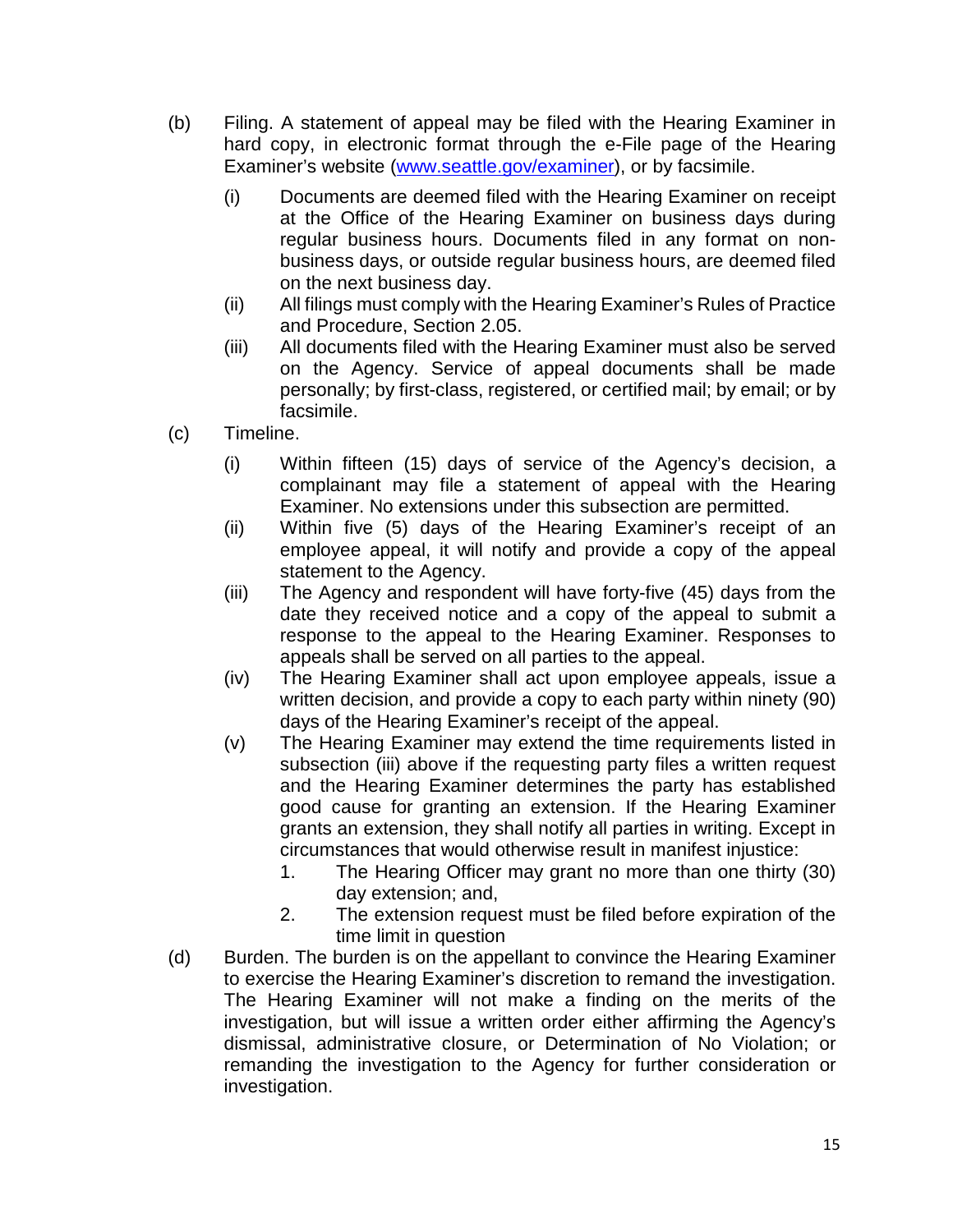(b) Filing. A statement of appeal may be filed with the Hearing Examiner in hard copy, in electronic format through the e-File page of the Hearing Examiner's website (www.seattle.gov/examiner), or by facsimile.

    (i) Documents are deemed filed with the Hearing Examiner on receipt at the Office of the Hearing Examiner on business days during regular business hours. Documents filed in any format on non-business days, or outside regular business hours, are deemed filed on the next business day.

    (ii) All filings must comply with the Hearing Examiner's Rules of Practice and Procedure, Section 2.05.

    (iii) All documents filed with the Hearing Examiner must also be served on the Agency. Service of appeal documents shall be made personally; by first-class, registered, or certified mail; by email; or by facsimile.

(c) Timeline.

    (i) Within fifteen (15) days of service of the Agency's decision, a complainant may file a statement of appeal with the Hearing Examiner. No extensions under this subsection are permitted.

    (ii) Within five (5) days of the Hearing Examiner's receipt of an employee appeal, it will notify and provide a copy of the appeal statement to the Agency.

    (iii) The Agency and respondent will have forty-five (45) days from the date they received notice and a copy of the appeal to submit a response to the appeal to the Hearing Examiner. Responses to appeals shall be served on all parties to the appeal.

    (iv) The Hearing Examiner shall act upon employee appeals, issue a written decision, and provide a copy to each party within ninety (90) days of the Hearing Examiner's receipt of the appeal.

    (v) The Hearing Examiner may extend the time requirements listed in subsection (iii) above if the requesting party files a written request and the Hearing Examiner determines the party has established good cause for granting an extension. If the Hearing Examiner grants an extension, they shall notify all parties in writing. Except in circumstances that would otherwise result in manifest injustice:

        1. The Hearing Officer may grant no more than one thirty (30) day extension; and,

        2. The extension request must be filed before expiration of the time limit in question

(d) Burden. The burden is on the appellant to convince the Hearing Examiner to exercise the Hearing Examiner's discretion to remand the investigation. The Hearing Examiner will not make a finding on the merits of the investigation, but will issue a written order either affirming the Agency's dismissal, administrative closure, or Determination of No Violation; or remanding the investigation to the Agency for further consideration or investigation.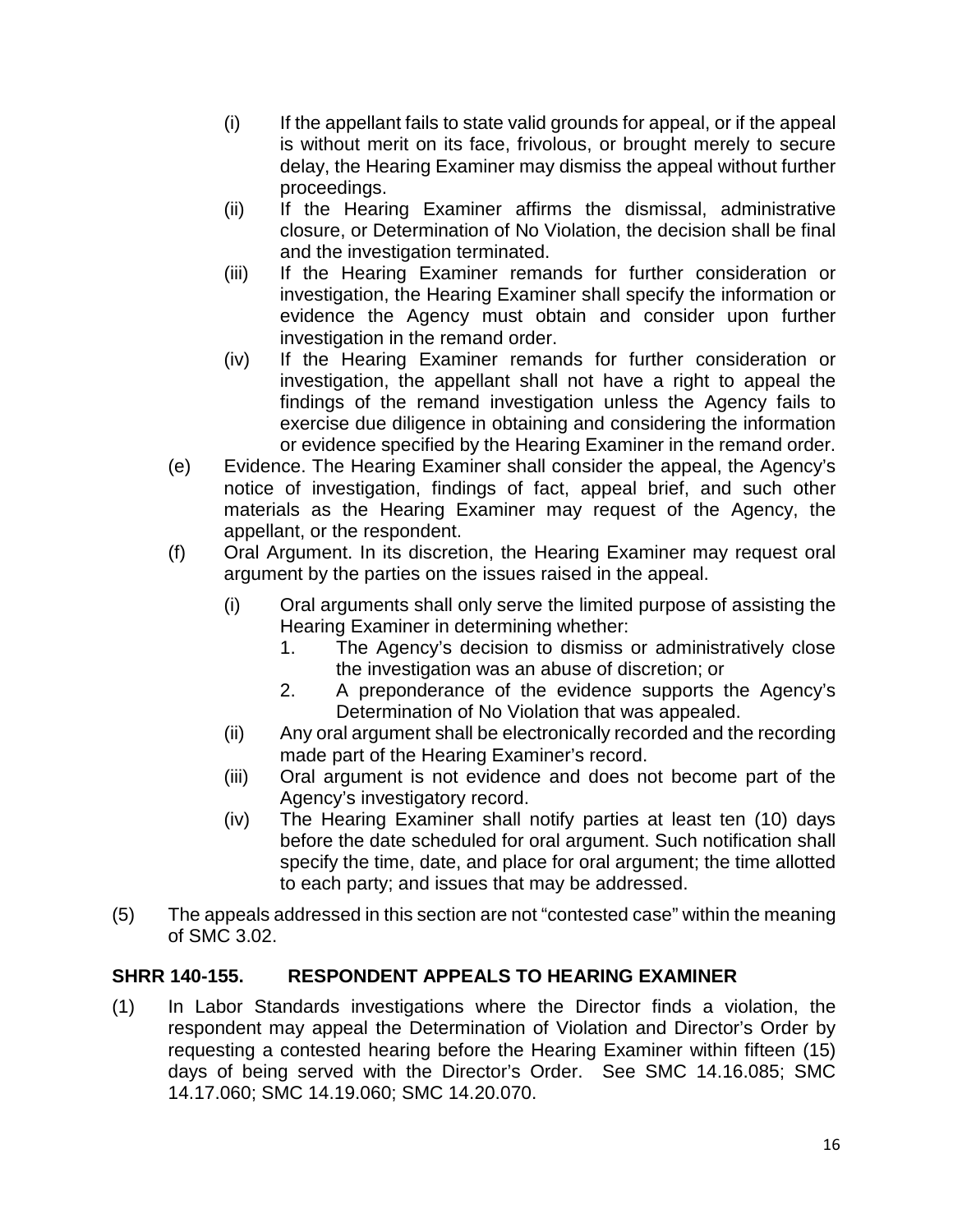(i) If the appellant fails to state valid grounds for appeal, or if the appeal is without merit on its face, frivolous, or brought merely to secure delay, the Hearing Examiner may dismiss the appeal without further proceedings.

(ii) If the Hearing Examiner affirms the dismissal, administrative closure, or Determination of No Violation, the decision shall be final and the investigation terminated.

(iii) If the Hearing Examiner remands for further consideration or investigation, the Hearing Examiner shall specify the information or evidence the Agency must obtain and consider upon further investigation in the remand order.

(iv) If the Hearing Examiner remands for further consideration or investigation, the appellant shall not have a right to appeal the findings of the remand investigation unless the Agency fails to exercise due diligence in obtaining and considering the information or evidence specified by the Hearing Examiner in the remand order.

(e) Evidence. The Hearing Examiner shall consider the appeal, the Agency's notice of investigation, findings of fact, appeal brief, and such other materials as the Hearing Examiner may request of the Agency, the appellant, or the respondent.

(f) Oral Argument. In its discretion, the Hearing Examiner may request oral argument by the parties on the issues raised in the appeal.

(i) Oral arguments shall only serve the limited purpose of assisting the Hearing Examiner in determining whether:

1. The Agency's decision to dismiss or administratively close the investigation was an abuse of discretion; or
2. A preponderance of the evidence supports the Agency's Determination of No Violation that was appealed.

(ii) Any oral argument shall be electronically recorded and the recording made part of the Hearing Examiner's record.

(iii) Oral argument is not evidence and does not become part of the Agency's investigatory record.

(iv) The Hearing Examiner shall notify parties at least ten (10) days before the date scheduled for oral argument. Such notification shall specify the time, date, and place for oral argument; the time allotted to each party; and issues that may be addressed.

(5) The appeals addressed in this section are not "contested case" within the meaning of SMC 3.02.

## SHRR 140-155. RESPONDENT APPEALS TO HEARING EXAMINER

(1) In Labor Standards investigations where the Director finds a violation, the respondent may appeal the Determination of Violation and Director's Order by requesting a contested hearing before the Hearing Examiner within fifteen (15) days of being served with the Director's Order. See SMC 14.16.085; SMC 14.17.060; SMC 14.19.060; SMC 14.20.070.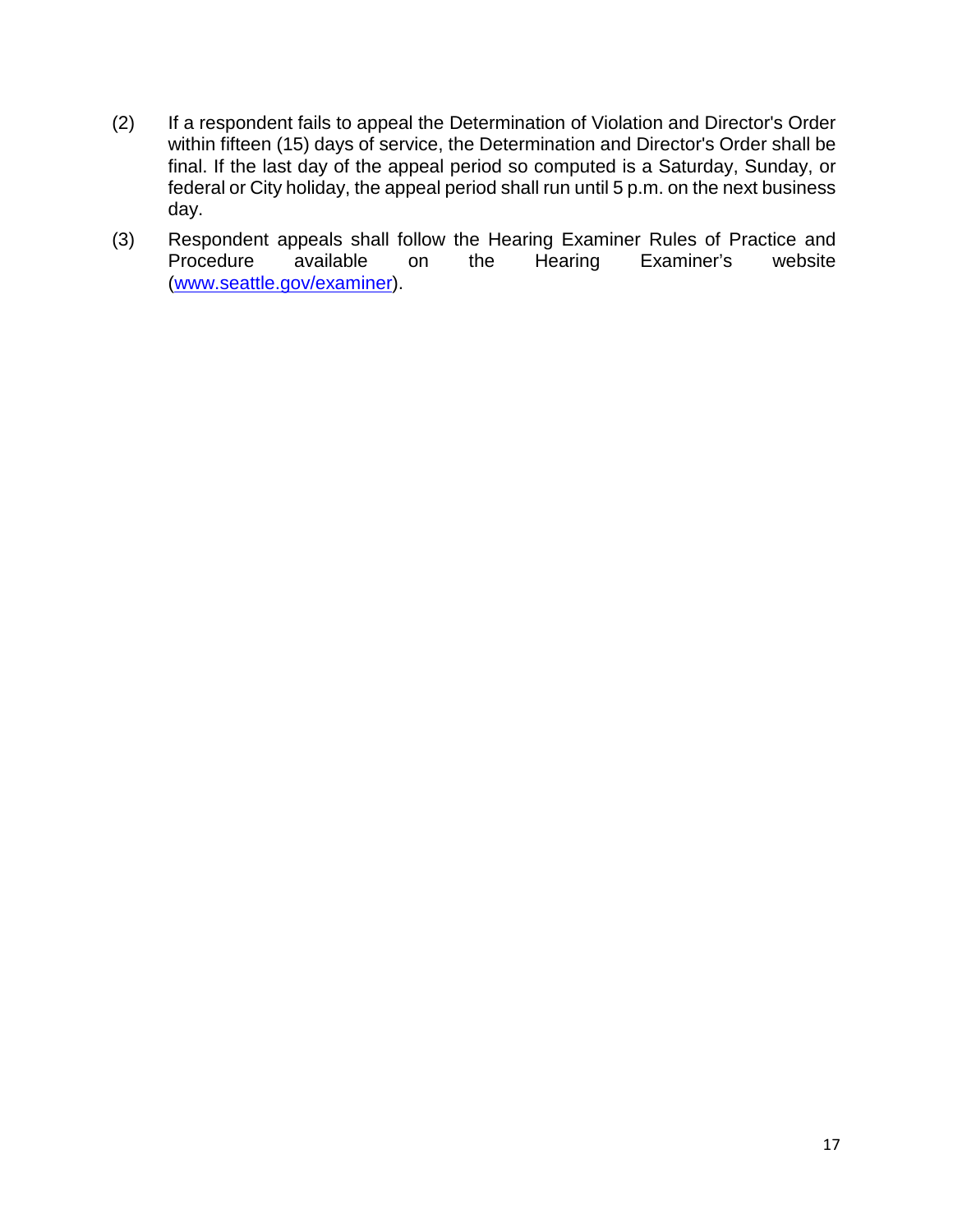(2) If a respondent fails to appeal the Determination of Violation and Director's Order within fifteen (15) days of service, the Determination and Director's Order shall be final. If the last day of the appeal period so computed is a Saturday, Sunday, or federal or City holiday, the appeal period shall run until 5 p.m. on the next business day.

(3) Respondent appeals shall follow the Hearing Examiner Rules of Practice and Procedure available on the Hearing Examiner's website ([www.seattle.gov/examiner](http://www.seattle.gov/examiner)).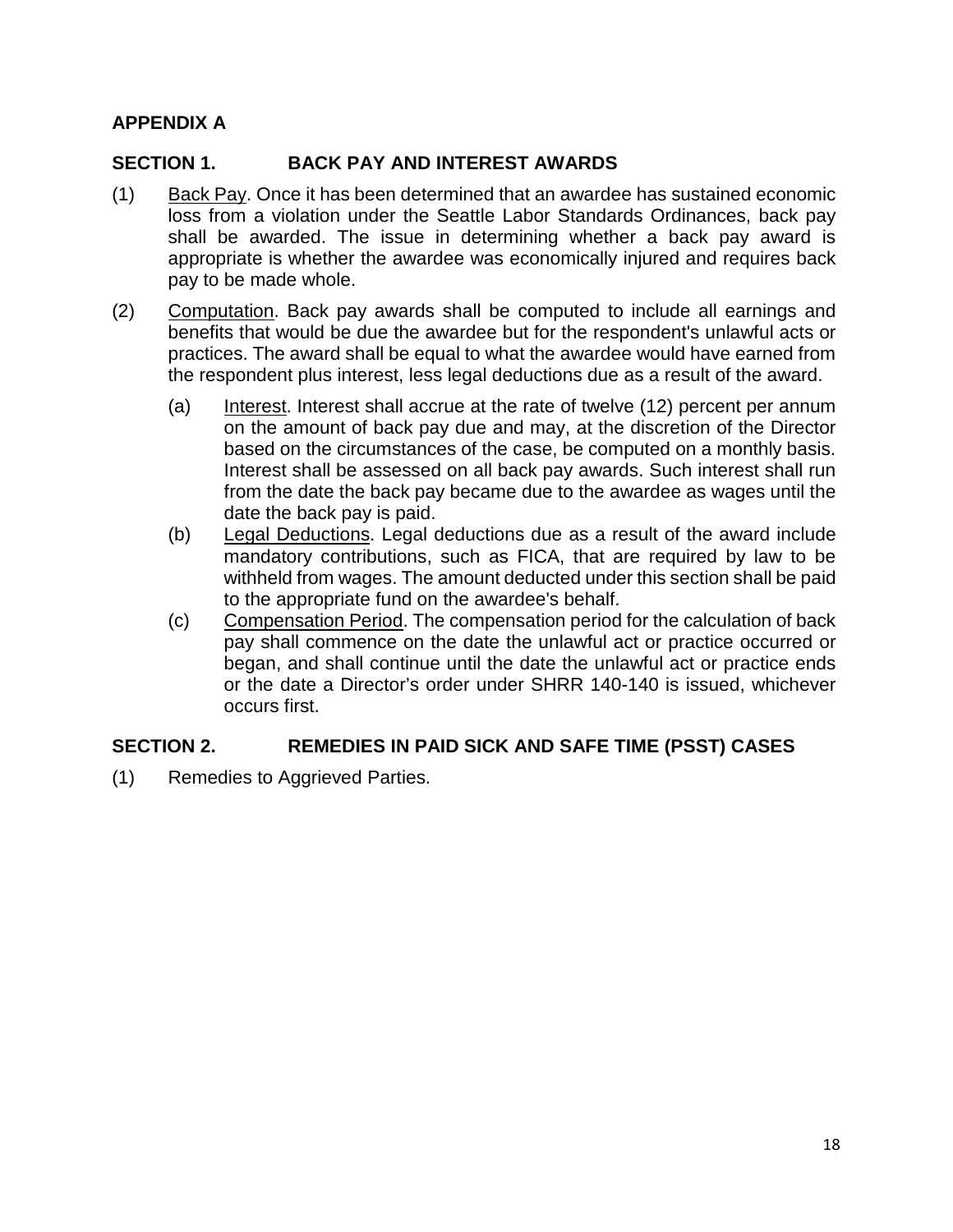## APPENDIX A

## SECTION 1. BACK PAY AND INTEREST AWARDS

(1) Back Pay. Once it has been determined that an awardee has sustained economic loss from a violation under the Seattle Labor Standards Ordinances, back pay shall be awarded. The issue in determining whether a back pay award is appropriate is whether the awardee was economically injured and requires back pay to be made whole.

(2) Computation. Back pay awards shall be computed to include all earnings and benefits that would be due the awardee but for the respondent's unlawful acts or practices. The award shall be equal to what the awardee would have earned from the respondent plus interest, less legal deductions due as a result of the award.

   (a) Interest. Interest shall accrue at the rate of twelve (12) percent per annum on the amount of back pay due and may, at the discretion of the Director based on the circumstances of the case, be computed on a monthly basis. Interest shall be assessed on all back pay awards. Such interest shall run from the date the back pay became due to the awardee as wages until the date the back pay is paid.

   (b) Legal Deductions. Legal deductions due as a result of the award include mandatory contributions, such as FICA, that are required by law to be withheld from wages. The amount deducted under this section shall be paid to the appropriate fund on the awardee's behalf.

   (c) Compensation Period. The compensation period for the calculation of back pay shall commence on the date the unlawful act or practice occurred or began, and shall continue until the date the unlawful act or practice ends or the date a Director's order under SHRR 140-140 is issued, whichever occurs first.

## SECTION 2. REMEDIES IN PAID SICK AND SAFE TIME (PSST) CASES

(1) Remedies to Aggrieved Parties.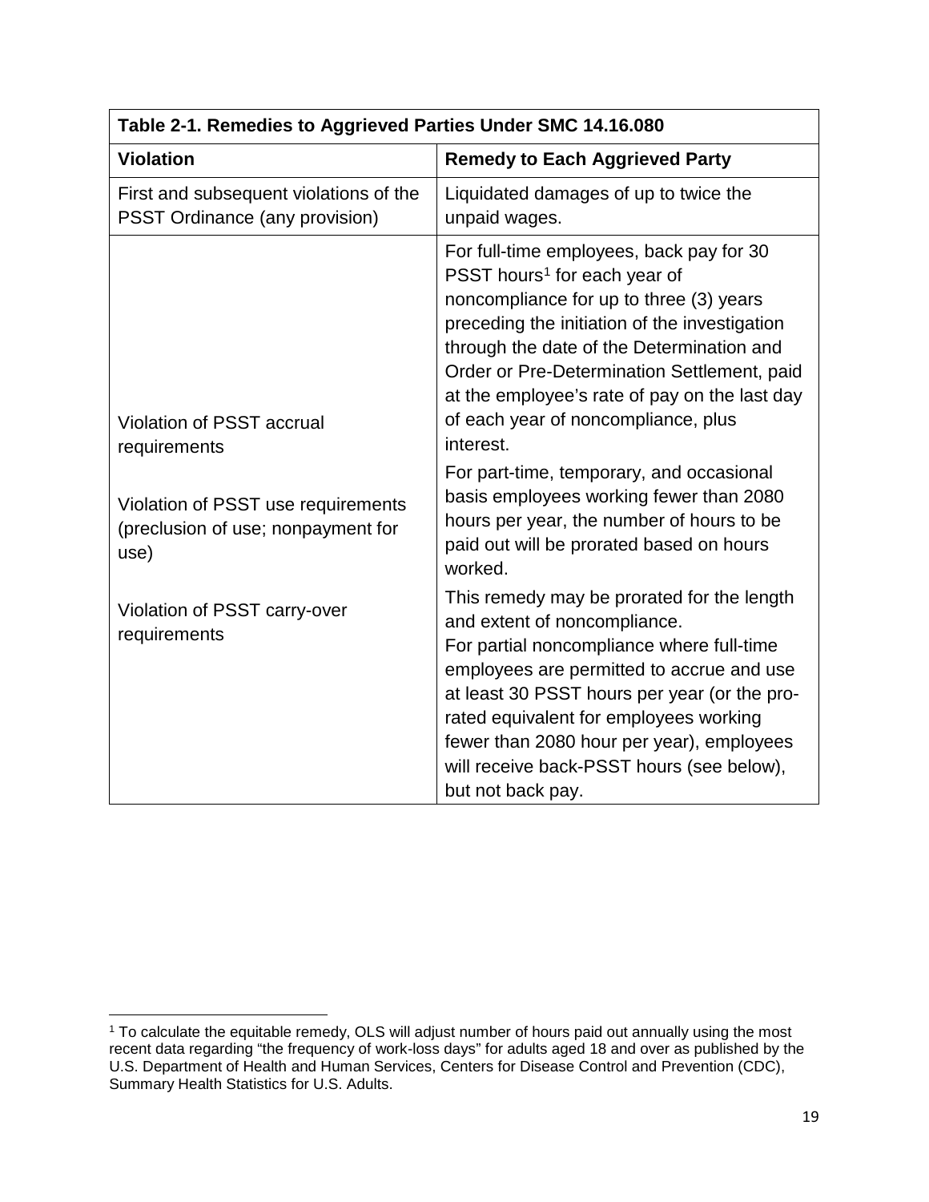| Table 2-1. Remedies to Aggrieved Parties Under SMC 14.16.080 | |
|---|---|
| **Violation** | **Remedy to Each Aggrieved Party** |
| First and subsequent violations of the PSST Ordinance (any provision) | Liquidated damages of up to twice the unpaid wages. |
| Violation of PSST accrual requirements<br><br>Violation of PSST use requirements (preclusion of use; nonpayment for use)<br><br>Violation of PSST carry-over requirements | For full-time employees, back pay for 30 PSST hours[1] for each year of noncompliance for up to three (3) years preceding the initiation of the investigation through the date of the Determination and Order or Pre-Determination Settlement, paid at the employee's rate of pay on the last day of each year of noncompliance, plus interest.<br><br>For part-time, temporary, and occasional basis employees working fewer than 2080 hours per year, the number of hours to be paid out will be prorated based on hours worked.<br><br>This remedy may be prorated for the length and extent of noncompliance.<br>For partial noncompliance where full-time employees are permitted to accrue and use at least 30 PSST hours per year (or the pro-rated equivalent for employees working fewer than 2080 hour per year), employees will receive back-PSST hours (see below), but not back pay. |

[1] To calculate the equitable remedy, OLS will adjust number of hours paid out annually using the most recent data regarding "the frequency of work-loss days" for adults aged 18 and over as published by the U.S. Department of Health and Human Services, Centers for Disease Control and Prevention (CDC), Summary Health Statistics for U.S. Adults.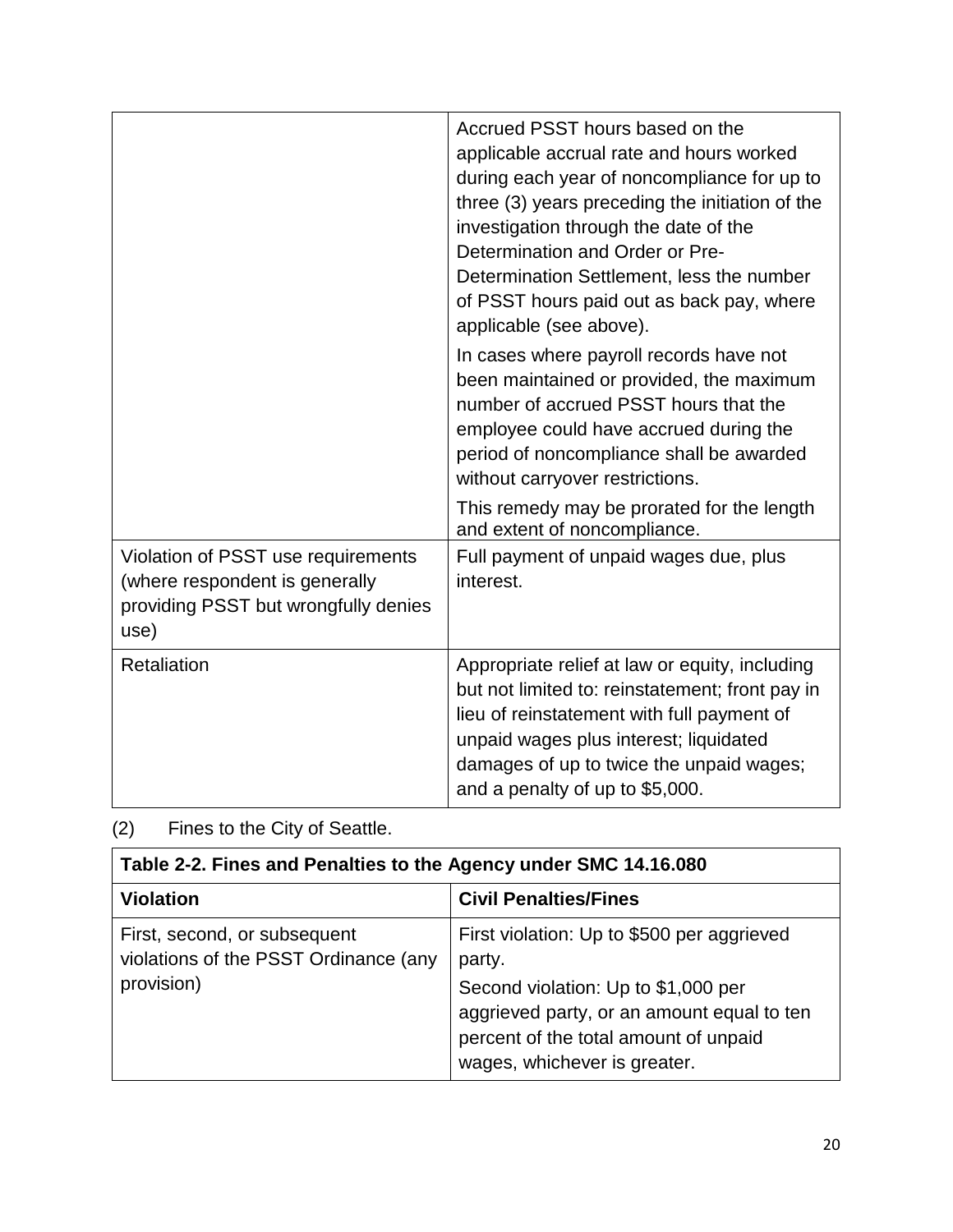| | |
|---|---|
| | Accrued PSST hours based on the applicable accrual rate and hours worked during each year of noncompliance for up to three (3) years preceding the initiation of the investigation through the date of the Determination and Order or Pre-Determination Settlement, less the number of PSST hours paid out as back pay, where applicable (see above).<br><br>In cases where payroll records have not been maintained or provided, the maximum number of accrued PSST hours that the employee could have accrued during the period of noncompliance shall be awarded without carryover restrictions.<br><br>This remedy may be prorated for the length and extent of noncompliance. |
| Violation of PSST use requirements (where respondent is generally providing PSST but wrongfully denies use) | Full payment of unpaid wages due, plus interest. |
| Retaliation | Appropriate relief at law or equity, including but not limited to: reinstatement; front pay in lieu of reinstatement with full payment of unpaid wages plus interest; liquidated damages of up to twice the unpaid wages; and a penalty of up to $5,000. |

(2) Fines to the City of Seattle.

| **Table 2-2. Fines and Penalties to the Agency under SMC 14.16.080** | |
|---|---|
| **Violation** | **Civil Penalties/Fines** |
| First, second, or subsequent violations of the PSST Ordinance (any provision) | First violation: Up to $500 per aggrieved party.<br><br>Second violation: Up to $1,000 per aggrieved party, or an amount equal to ten percent of the total amount of unpaid wages, whichever is greater. |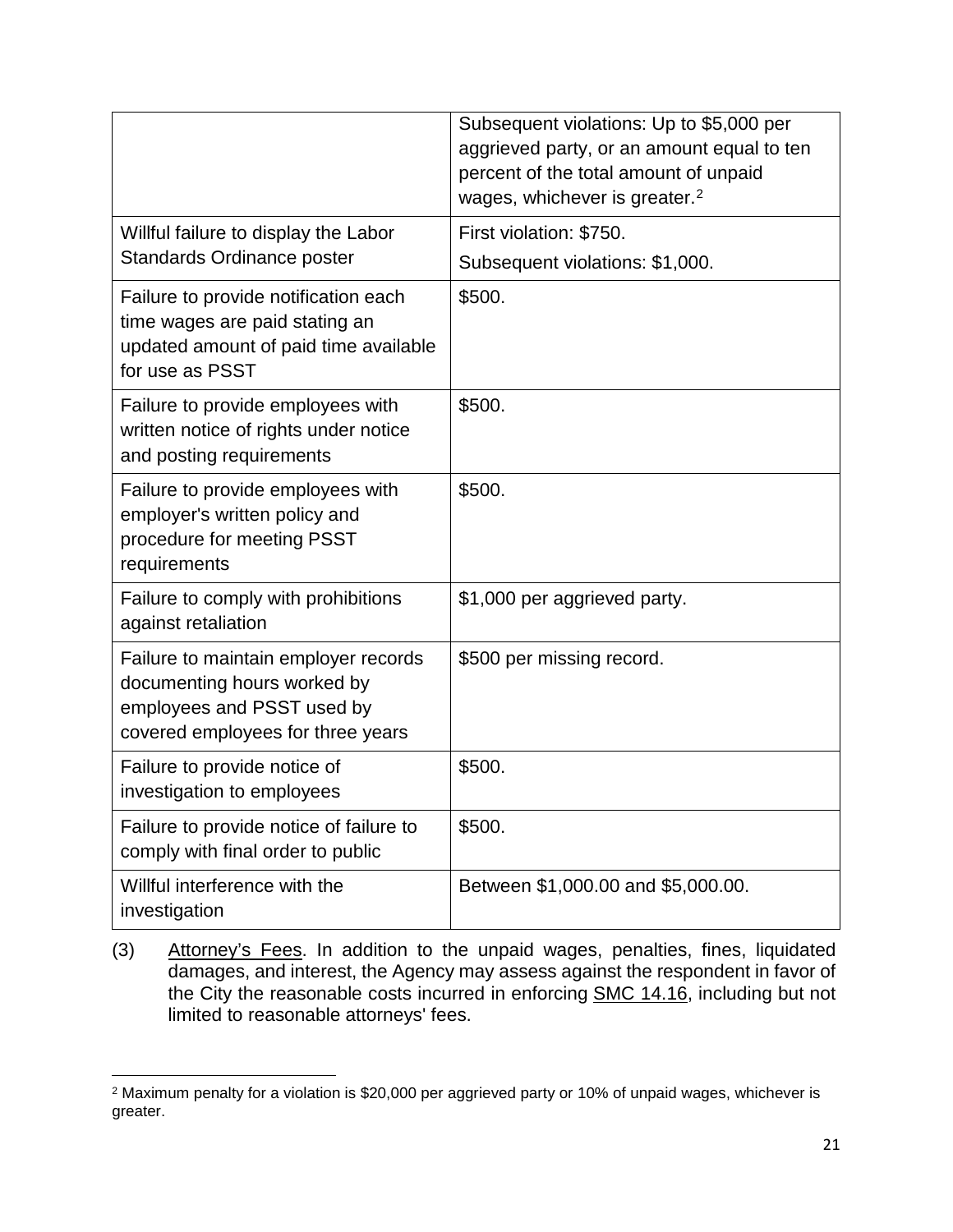| | |
|---|---|
| | Subsequent violations: Up to $5,000 per aggrieved party, or an amount equal to ten percent of the total amount of unpaid wages, whichever is greater.[2] |
| Willful failure to display the Labor Standards Ordinance poster | First violation: $750.<br>Subsequent violations: $1,000. |
| Failure to provide notification each time wages are paid stating an updated amount of paid time available for use as PSST | $500. |
| Failure to provide employees with written notice of rights under notice and posting requirements | $500. |
| Failure to provide employees with employer's written policy and procedure for meeting PSST requirements | $500. |
| Failure to comply with prohibitions against retaliation | $1,000 per aggrieved party. |
| Failure to maintain employer records documenting hours worked by employees and PSST used by covered employees for three years | $500 per missing record. |
| Failure to provide notice of investigation to employees | $500. |
| Failure to provide notice of failure to comply with final order to public | $500. |
| Willful interference with the investigation | Between $1,000.00 and $5,000.00. |

(3) Attorney's Fees. In addition to the unpaid wages, penalties, fines, liquidated damages, and interest, the Agency may assess against the respondent in favor of the City the reasonable costs incurred in enforcing SMC 14.16, including but not limited to reasonable attorneys' fees.

[2] Maximum penalty for a violation is $20,000 per aggrieved party or 10% of unpaid wages, whichever is greater.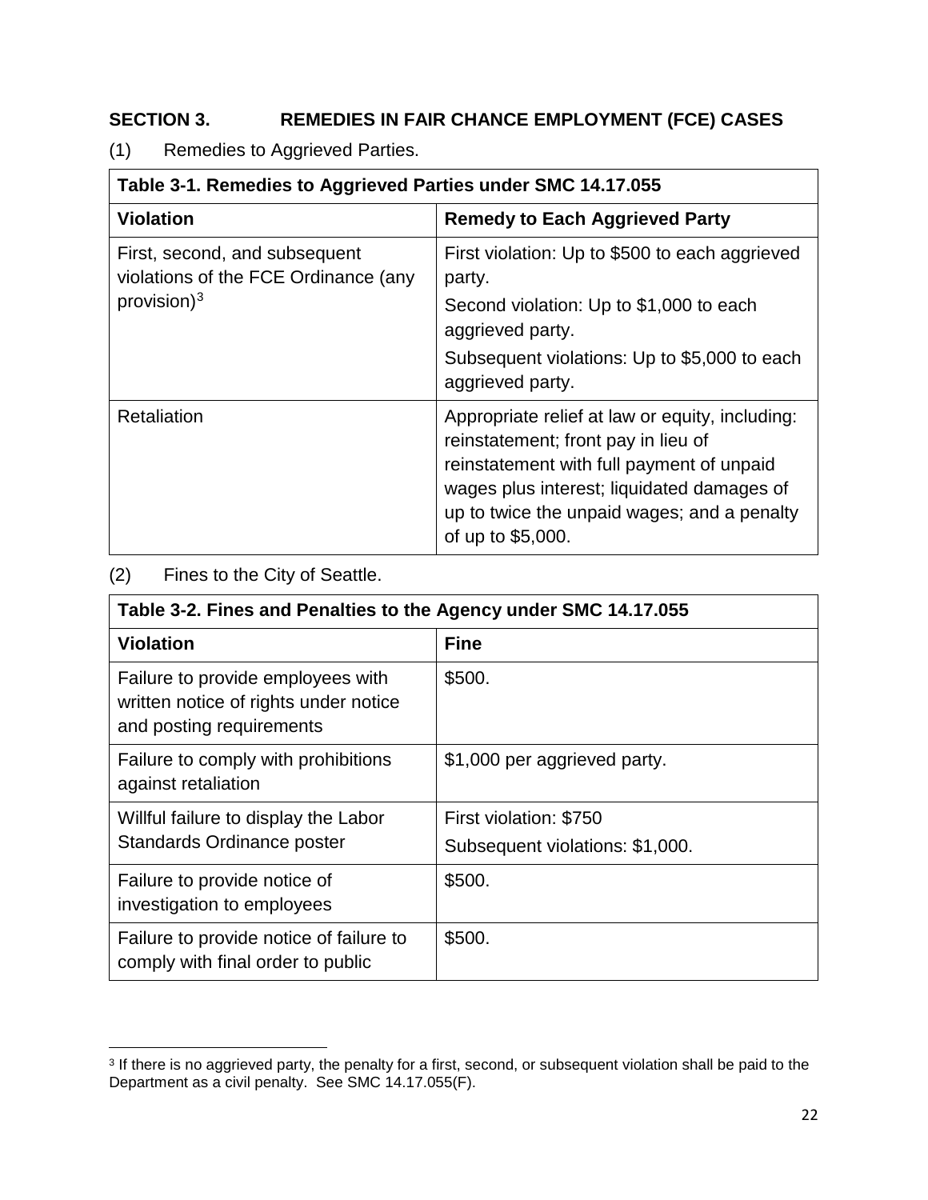## SECTION 3. REMEDIES IN FAIR CHANCE EMPLOYMENT (FCE) CASES

(1) Remedies to Aggrieved Parties.

| Table 3-1. Remedies to Aggrieved Parties under SMC 14.17.055 | |
|---|---|
| **Violation** | **Remedy to Each Aggrieved Party** |
| First, second, and subsequent violations of the FCE Ordinance (any provision)[3] | First violation: Up to $500 to each aggrieved party.<br>Second violation: Up to $1,000 to each aggrieved party.<br>Subsequent violations: Up to $5,000 to each aggrieved party. |
| Retaliation | Appropriate relief at law or equity, including: reinstatement; front pay in lieu of reinstatement with full payment of unpaid wages plus interest; liquidated damages of up to twice the unpaid wages; and a penalty of up to $5,000. |

(2) Fines to the City of Seattle.

| Table 3-2. Fines and Penalties to the Agency under SMC 14.17.055 | |
|---|---|
| **Violation** | **Fine** |
| Failure to provide employees with written notice of rights under notice and posting requirements | $500. |
| Failure to comply with prohibitions against retaliation | $1,000 per aggrieved party. |
| Willful failure to display the Labor Standards Ordinance poster | First violation: $750<br>Subsequent violations: $1,000. |
| Failure to provide notice of investigation to employees | $500. |
| Failure to provide notice of failure to comply with final order to public | $500. |

[3] If there is no aggrieved party, the penalty for a first, second, or subsequent violation shall be paid to the Department as a civil penalty. See SMC 14.17.055(F).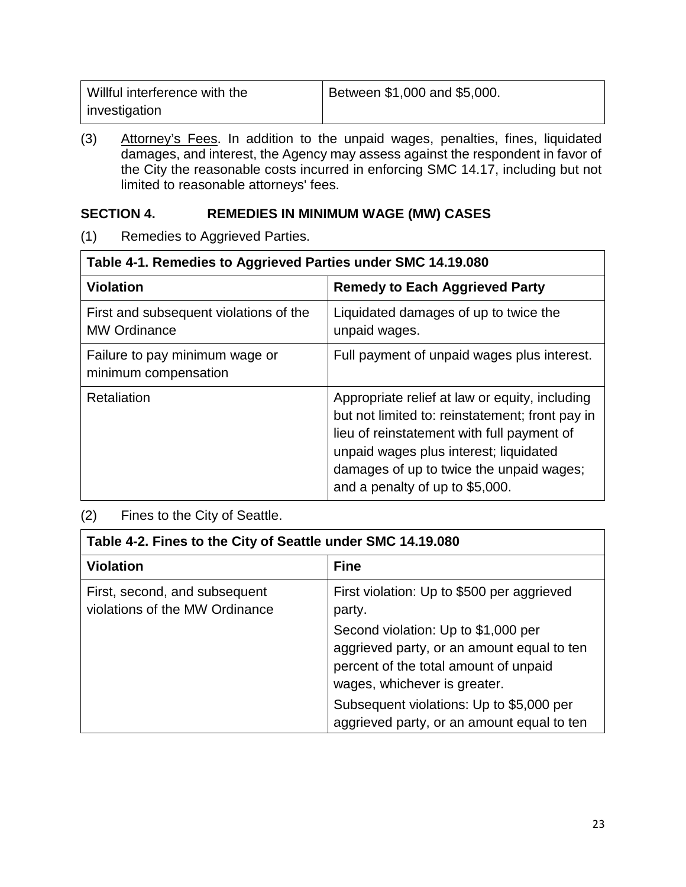| Willful interference with the investigation | Between $1,000 and $5,000. |
|---|---|

(3) Attorney's Fees. In addition to the unpaid wages, penalties, fines, liquidated damages, and interest, the Agency may assess against the respondent in favor of the City the reasonable costs incurred in enforcing SMC 14.17, including but not limited to reasonable attorneys' fees.

## SECTION 4. REMEDIES IN MINIMUM WAGE (MW) CASES

(1) Remedies to Aggrieved Parties.

| Table 4-1. Remedies to Aggrieved Parties under SMC 14.19.080 | |
|---|---|
| **Violation** | **Remedy to Each Aggrieved Party** |
| First and subsequent violations of the MW Ordinance | Liquidated damages of up to twice the unpaid wages. |
| Failure to pay minimum wage or minimum compensation | Full payment of unpaid wages plus interest. |
| Retaliation | Appropriate relief at law or equity, including but not limited to: reinstatement; front pay in lieu of reinstatement with full payment of unpaid wages plus interest; liquidated damages of up to twice the unpaid wages; and a penalty of up to $5,000. |

(2) Fines to the City of Seattle.

| Table 4-2. Fines to the City of Seattle under SMC 14.19.080 | |
|---|---|
| **Violation** | **Fine** |
| First, second, and subsequent violations of the MW Ordinance | First violation: Up to $500 per aggrieved party.<br>Second violation: Up to $1,000 per aggrieved party, or an amount equal to ten percent of the total amount of unpaid wages, whichever is greater.<br>Subsequent violations: Up to $5,000 per aggrieved party, or an amount equal to ten |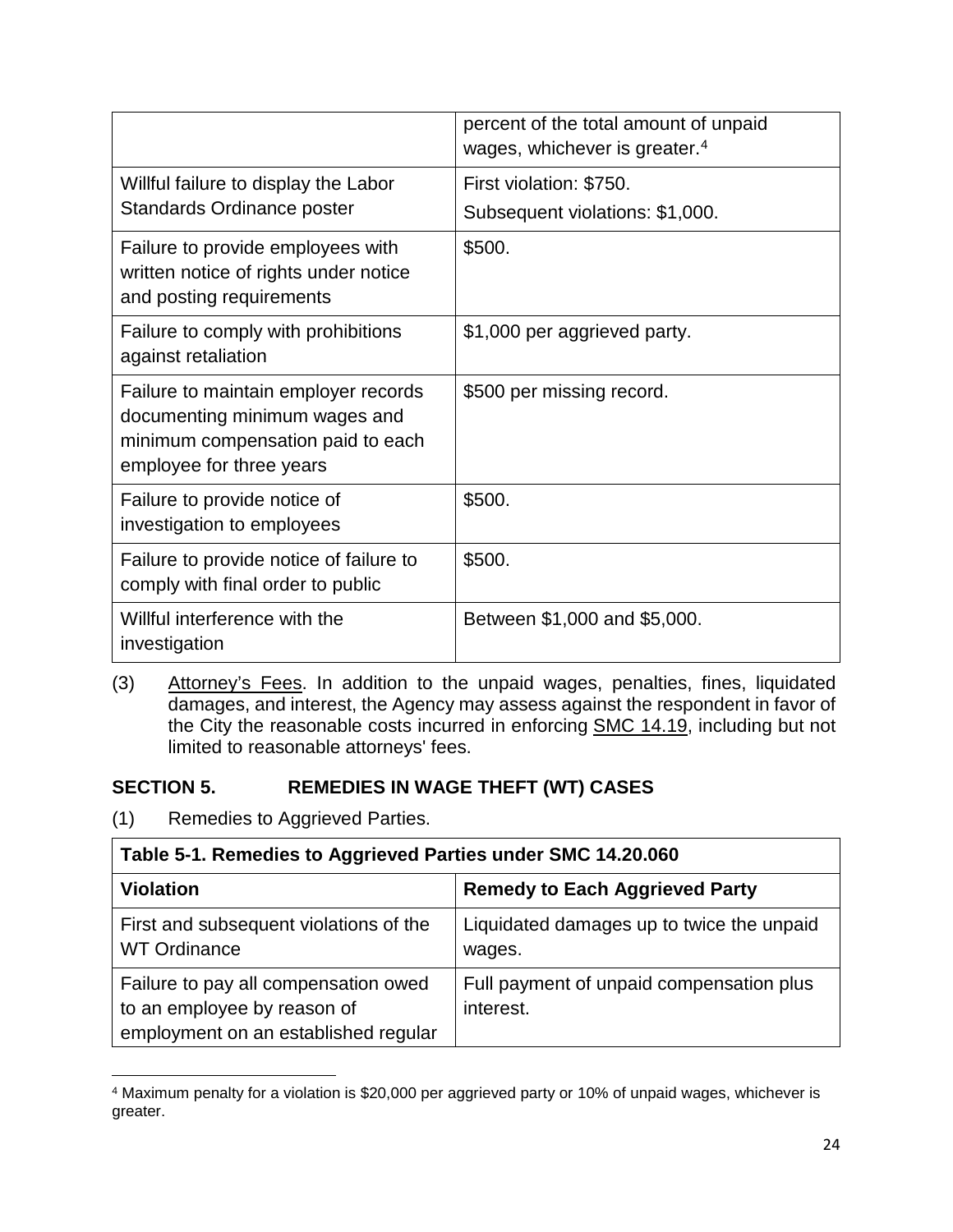|  |  |
|---|---|
|  | percent of the total amount of unpaid wages, whichever is greater.[4] |
| Willful failure to display the Labor Standards Ordinance poster | First violation: $750.<br>Subsequent violations: $1,000. |
| Failure to provide employees with written notice of rights under notice and posting requirements | $500. |
| Failure to comply with prohibitions against retaliation | $1,000 per aggrieved party. |
| Failure to maintain employer records documenting minimum wages and minimum compensation paid to each employee for three years | $500 per missing record. |
| Failure to provide notice of investigation to employees | $500. |
| Failure to provide notice of failure to comply with final order to public | $500. |
| Willful interference with the investigation | Between $1,000 and $5,000. |

(3) Attorney's Fees. In addition to the unpaid wages, penalties, fines, liquidated damages, and interest, the Agency may assess against the respondent in favor of the City the reasonable costs incurred in enforcing SMC 14.19, including but not limited to reasonable attorneys' fees.

## SECTION 5. REMEDIES IN WAGE THEFT (WT) CASES

(1) Remedies to Aggrieved Parties.

| Table 5-1. Remedies to Aggrieved Parties under SMC 14.20.060 | |
|---|---|
| **Violation** | **Remedy to Each Aggrieved Party** |
| First and subsequent violations of the WT Ordinance | Liquidated damages up to twice the unpaid wages. |
| Failure to pay all compensation owed to an employee by reason of employment on an established regular | Full payment of unpaid compensation plus interest. |

[4] Maximum penalty for a violation is $20,000 per aggrieved party or 10% of unpaid wages, whichever is greater.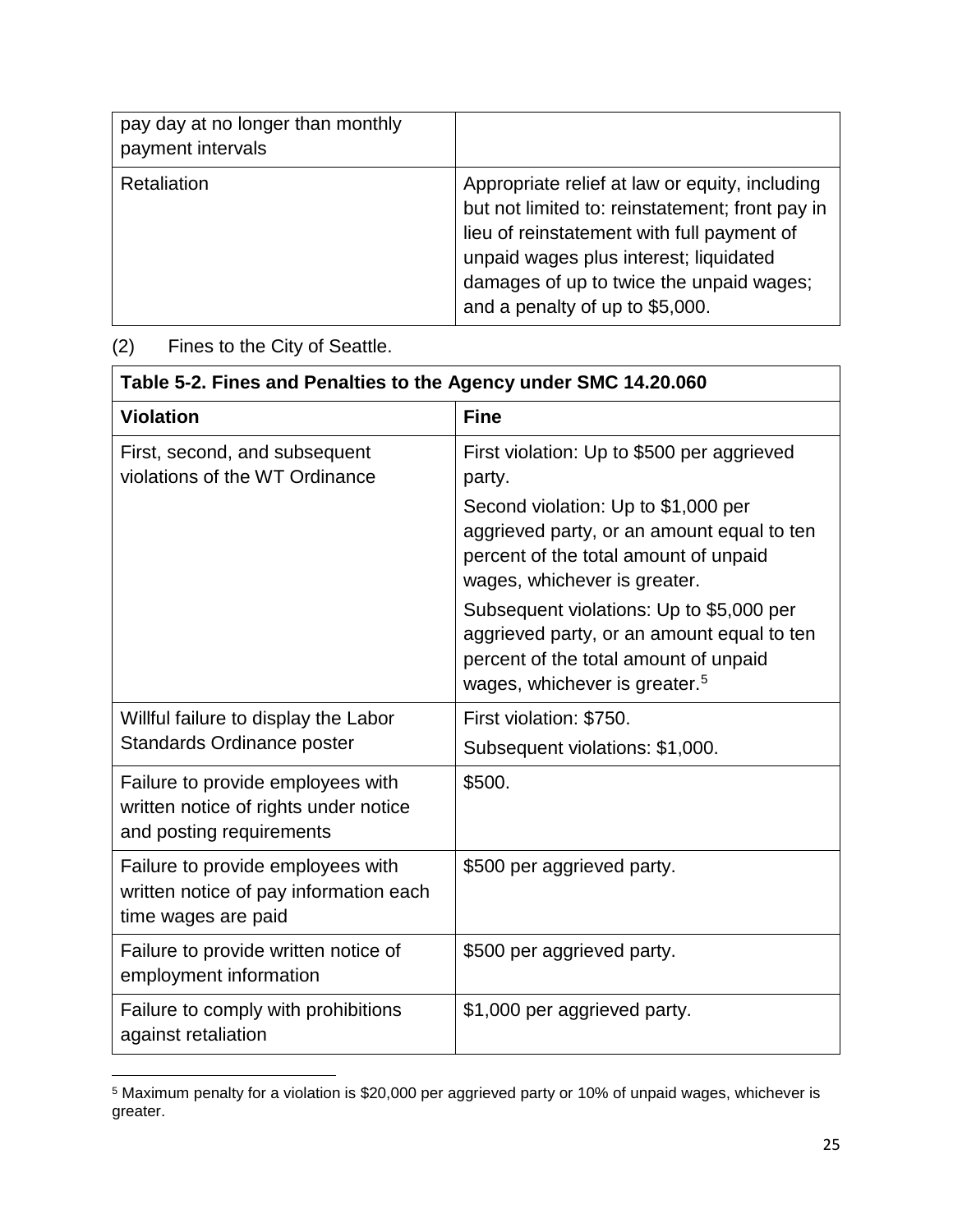| pay day at no longer than monthly payment intervals | |
|---|---|
| Retaliation | Appropriate relief at law or equity, including but not limited to: reinstatement; front pay in lieu of reinstatement with full payment of unpaid wages plus interest; liquidated damages of up to twice the unpaid wages; and a penalty of up to $5,000. |

(2) Fines to the City of Seattle.

| Table 5-2. Fines and Penalties to the Agency under SMC 14.20.060 | |
|---|---|
| **Violation** | **Fine** |
| First, second, and subsequent violations of the WT Ordinance | First violation: Up to $500 per aggrieved party.<br>Second violation: Up to $1,000 per aggrieved party, or an amount equal to ten percent of the total amount of unpaid wages, whichever is greater.<br>Subsequent violations: Up to $5,000 per aggrieved party, or an amount equal to ten percent of the total amount of unpaid wages, whichever is greater.[5] |
| Willful failure to display the Labor Standards Ordinance poster | First violation: $750.<br>Subsequent violations: $1,000. |
| Failure to provide employees with written notice of rights under notice and posting requirements | $500. |
| Failure to provide employees with written notice of pay information each time wages are paid | $500 per aggrieved party. |
| Failure to provide written notice of employment information | $500 per aggrieved party. |
| Failure to comply with prohibitions against retaliation | $1,000 per aggrieved party. |

[5] Maximum penalty for a violation is $20,000 per aggrieved party or 10% of unpaid wages, whichever is greater.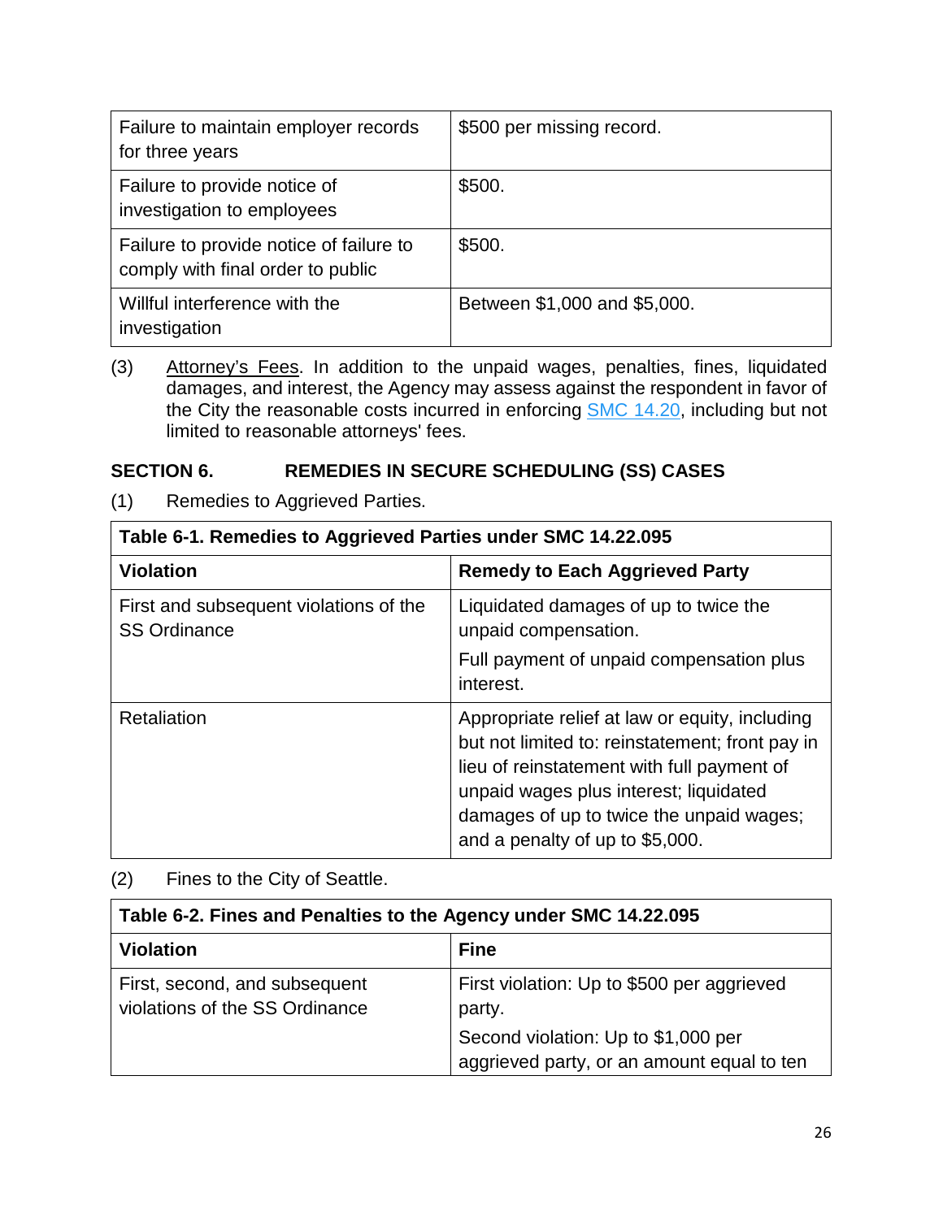| Failure to maintain employer records for three years | $500 per missing record. |
|---|---|
| Failure to provide notice of investigation to employees | $500. |
| Failure to provide notice of failure to comply with final order to public | $500. |
| Willful interference with the investigation | Between $1,000 and $5,000. |

(3) Attorney's Fees. In addition to the unpaid wages, penalties, fines, liquidated damages, and interest, the Agency may assess against the respondent in favor of the City the reasonable costs incurred in enforcing SMC 14.20, including but not limited to reasonable attorneys' fees.

## SECTION 6. REMEDIES IN SECURE SCHEDULING (SS) CASES

(1) Remedies to Aggrieved Parties.

| Table 6-1. Remedies to Aggrieved Parties under SMC 14.22.095 | |
|---|---|
| **Violation** | **Remedy to Each Aggrieved Party** |
| First and subsequent violations of the SS Ordinance | Liquidated damages of up to twice the unpaid compensation.<br>Full payment of unpaid compensation plus interest. |
| Retaliation | Appropriate relief at law or equity, including but not limited to: reinstatement; front pay in lieu of reinstatement with full payment of unpaid wages plus interest; liquidated damages of up to twice the unpaid wages; and a penalty of up to $5,000. |

(2) Fines to the City of Seattle.

| Table 6-2. Fines and Penalties to the Agency under SMC 14.22.095 | |
|---|---|
| **Violation** | **Fine** |
| First, second, and subsequent violations of the SS Ordinance | First violation: Up to $500 per aggrieved party.<br>Second violation: Up to $1,000 per aggrieved party, or an amount equal to ten |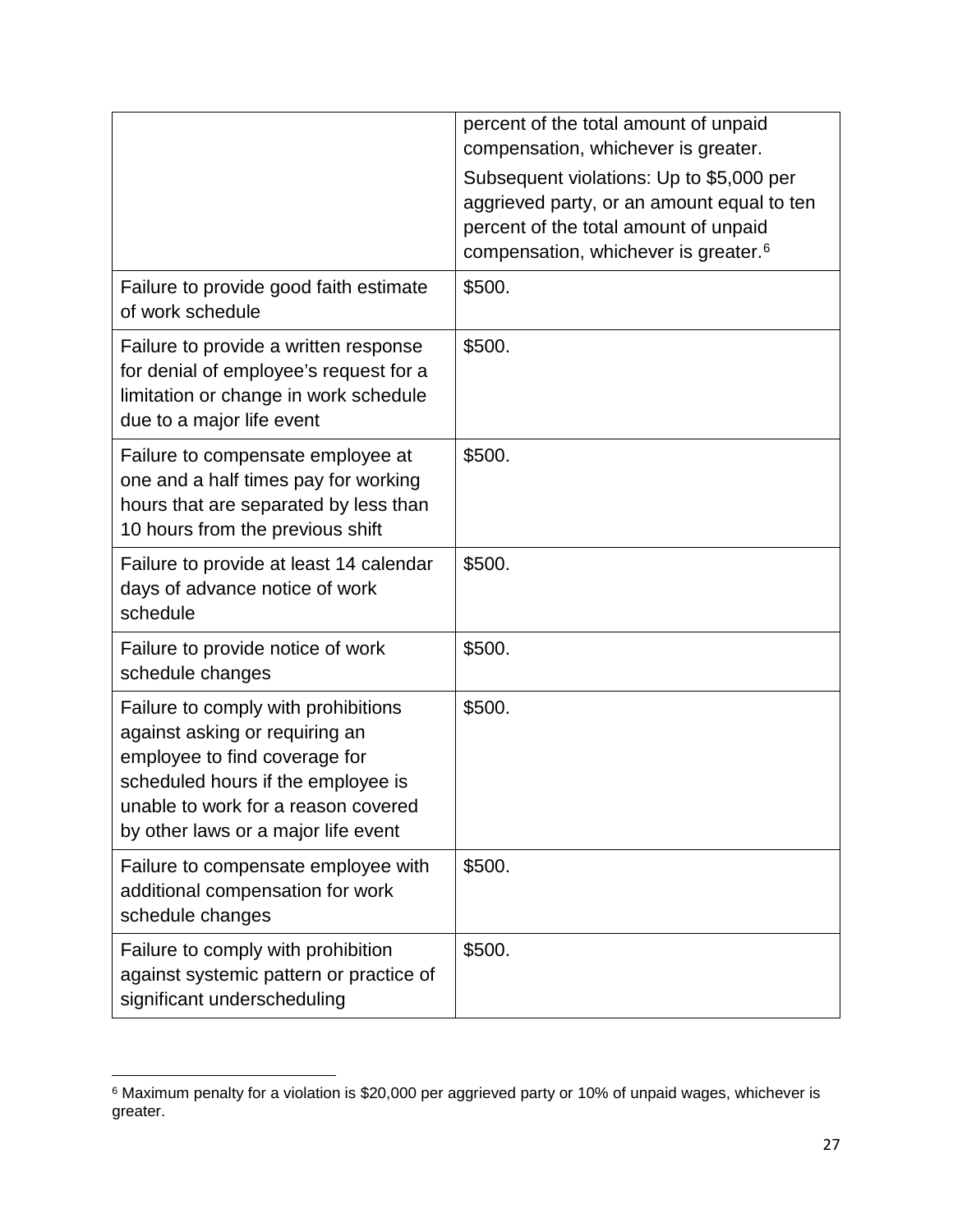| | |
|---|---|
| | percent of the total amount of unpaid compensation, whichever is greater. Subsequent violations: Up to $5,000 per aggrieved party, or an amount equal to ten percent of the total amount of unpaid compensation, whichever is greater.[6] |
| Failure to provide good faith estimate of work schedule | $500. |
| Failure to provide a written response for denial of employee's request for a limitation or change in work schedule due to a major life event | $500. |
| Failure to compensate employee at one and a half times pay for working hours that are separated by less than 10 hours from the previous shift | $500. |
| Failure to provide at least 14 calendar days of advance notice of work schedule | $500. |
| Failure to provide notice of work schedule changes | $500. |
| Failure to comply with prohibitions against asking or requiring an employee to find coverage for scheduled hours if the employee is unable to work for a reason covered by other laws or a major life event | $500. |
| Failure to compensate employee with additional compensation for work schedule changes | $500. |
| Failure to comply with prohibition against systemic pattern or practice of significant underscheduling | $500. |

[6] Maximum penalty for a violation is $20,000 per aggrieved party or 10% of unpaid wages, whichever is greater.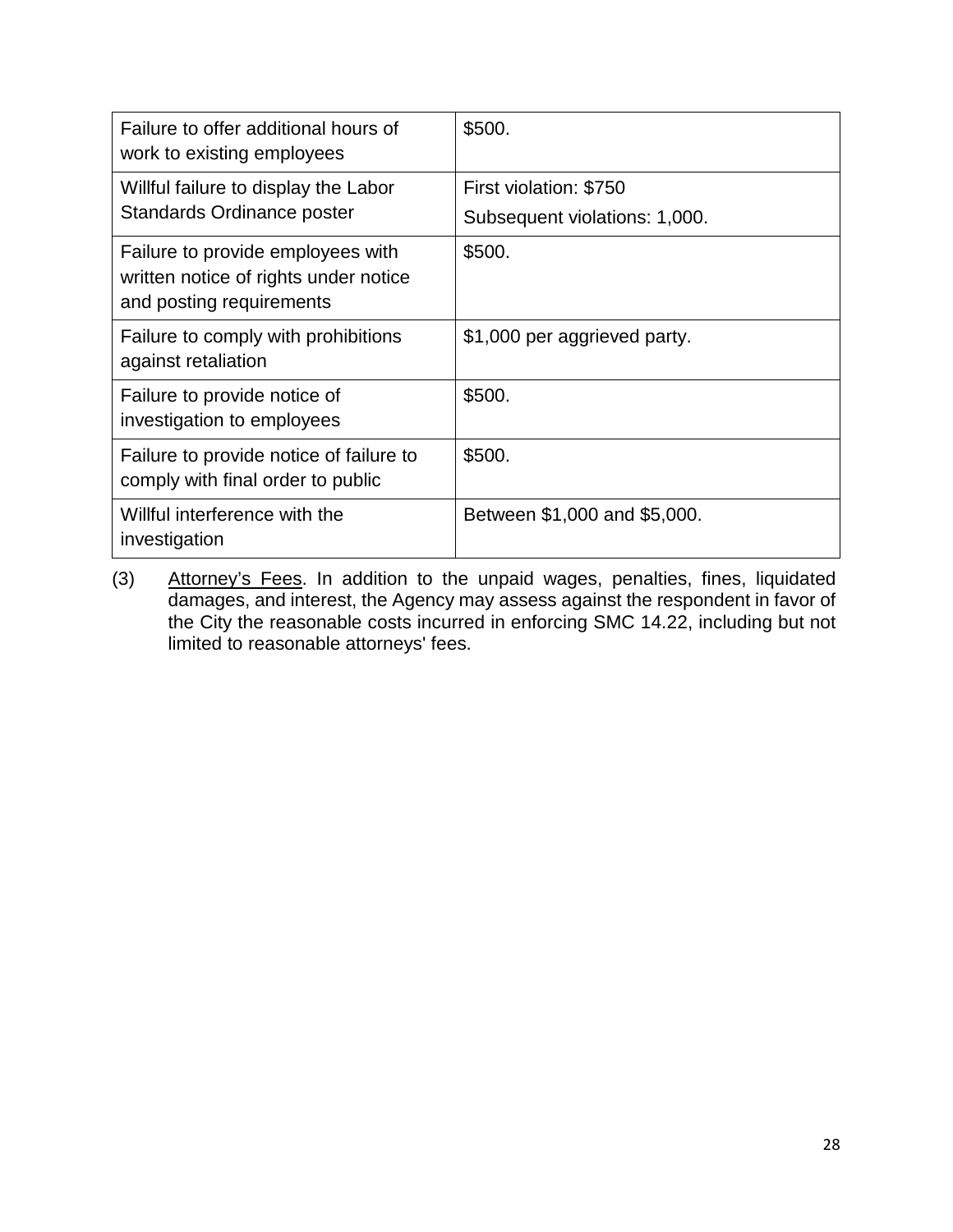| | |
|---|---|
| Failure to offer additional hours of work to existing employees | $500. |
| Willful failure to display the Labor Standards Ordinance poster | First violation: $750<br>Subsequent violations: 1,000. |
| Failure to provide employees with written notice of rights under notice and posting requirements | $500. |
| Failure to comply with prohibitions against retaliation | $1,000 per aggrieved party. |
| Failure to provide notice of investigation to employees | $500. |
| Failure to provide notice of failure to comply with final order to public | $500. |
| Willful interference with the investigation | Between $1,000 and $5,000. |

(3) Attorney's Fees. In addition to the unpaid wages, penalties, fines, liquidated damages, and interest, the Agency may assess against the respondent in favor of the City the reasonable costs incurred in enforcing SMC 14.22, including but not limited to reasonable attorneys' fees.